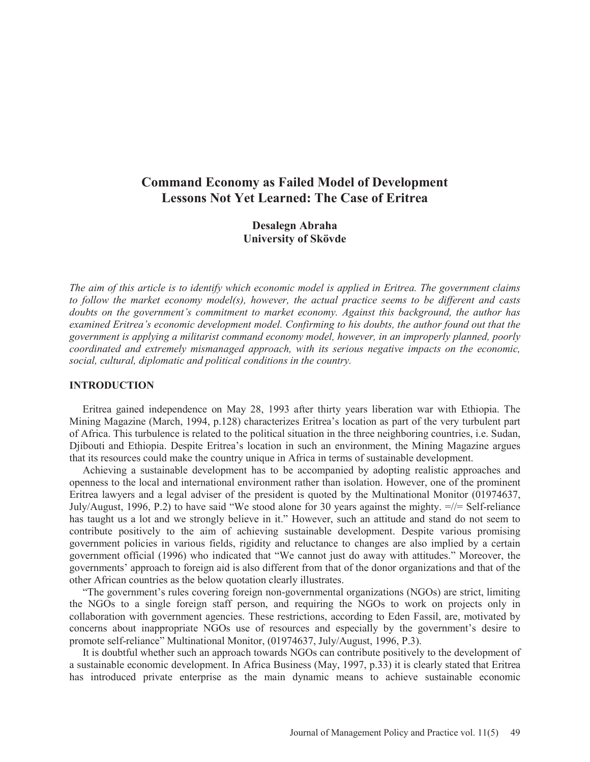# Command Economy as Failed Model of Development Lessons Not Yet Learned: The Case of Eritrea

**Desalegn Abraha**
**University of Skövde**

*The aim of this article is to identify which economic model is applied in Eritrea. The government claims to follow the market economy model(s), however, the actual practice seems to be different and casts doubts on the government's commitment to market economy. Against this background, the author has examined Eritrea's economic development model. Confirming to his doubts, the author found out that the government is applying a militarist command economy model, however, in an improperly planned, poorly coordinated and extremely mismanaged approach, with its serious negative impacts on the economic, social, cultural, diplomatic and political conditions in the country.*

## INTRODUCTION

Eritrea gained independence on May 28, 1993 after thirty years liberation war with Ethiopia. The Mining Magazine (March, 1994, p.128) characterizes Eritrea's location as part of the very turbulent part of Africa. This turbulence is related to the political situation in the three neighboring countries, i.e. Sudan, Djibouti and Ethiopia. Despite Eritrea's location in such an environment, the Mining Magazine argues that its resources could make the country unique in Africa in terms of sustainable development.

Achieving a sustainable development has to be accompanied by adopting realistic approaches and openness to the local and international environment rather than isolation. However, one of the prominent Eritrea lawyers and a legal adviser of the president is quoted by the Multinational Monitor (01974637, July/August, 1996, P.2) to have said "We stood alone for 30 years against the mighty. =//= Self-reliance has taught us a lot and we strongly believe in it." However, such an attitude and stand do not seem to contribute positively to the aim of achieving sustainable development. Despite various promising government policies in various fields, rigidity and reluctance to changes are also implied by a certain government official (1996) who indicated that "We cannot just do away with attitudes." Moreover, the governments' approach to foreign aid is also different from that of the donor organizations and that of the other African countries as the below quotation clearly illustrates.

"The government's rules covering foreign non-governmental organizations (NGOs) are strict, limiting the NGOs to a single foreign staff person, and requiring the NGOs to work on projects only in collaboration with government agencies. These restrictions, according to Eden Fassil, are, motivated by concerns about inappropriate NGOs use of resources and especially by the government's desire to promote self-reliance" Multinational Monitor, (01974637, July/August, 1996, P.3).

It is doubtful whether such an approach towards NGOs can contribute positively to the development of a sustainable economic development. In Africa Business (May, 1997, p.33) it is clearly stated that Eritrea has introduced private enterprise as the main dynamic means to achieve sustainable economic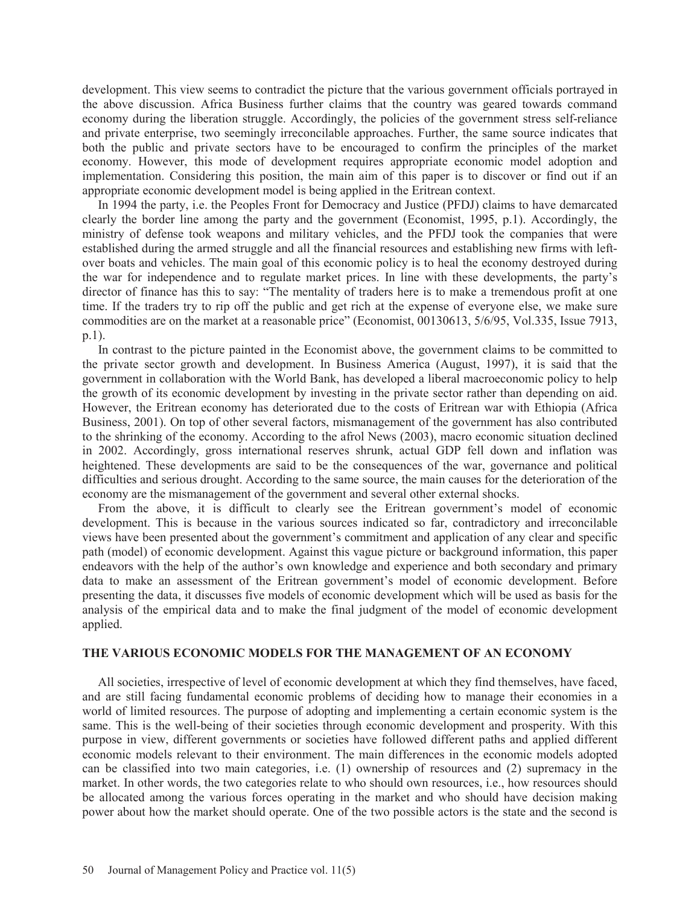development. This view seems to contradict the picture that the various government officials portrayed in the above discussion. Africa Business further claims that the country was geared towards command economy during the liberation struggle. Accordingly, the policies of the government stress self-reliance and private enterprise, two seemingly irreconcilable approaches. Further, the same source indicates that both the public and private sectors have to be encouraged to confirm the principles of the market economy. However, this mode of development requires appropriate economic model adoption and implementation. Considering this position, the main aim of this paper is to discover or find out if an appropriate economic development model is being applied in the Eritrean context.

In 1994 the party, i.e. the Peoples Front for Democracy and Justice (PFDJ) claims to have demarcated clearly the border line among the party and the government (Economist, 1995, p.1). Accordingly, the ministry of defense took weapons and military vehicles, and the PFDJ took the companies that were established during the armed struggle and all the financial resources and establishing new firms with left-over boats and vehicles. The main goal of this economic policy is to heal the economy destroyed during the war for independence and to regulate market prices. In line with these developments, the party's director of finance has this to say: "The mentality of traders here is to make a tremendous profit at one time. If the traders try to rip off the public and get rich at the expense of everyone else, we make sure commodities are on the market at a reasonable price" (Economist, 00130613, 5/6/95, Vol.335, Issue 7913, p.1).

In contrast to the picture painted in the Economist above, the government claims to be committed to the private sector growth and development. In Business America (August, 1997), it is said that the government in collaboration with the World Bank, has developed a liberal macroeconomic policy to help the growth of its economic development by investing in the private sector rather than depending on aid. However, the Eritrean economy has deteriorated due to the costs of Eritrean war with Ethiopia (Africa Business, 2001). On top of other several factors, mismanagement of the government has also contributed to the shrinking of the economy. According to the afrol News (2003), macro economic situation declined in 2002. Accordingly, gross international reserves shrunk, actual GDP fell down and inflation was heightened. These developments are said to be the consequences of the war, governance and political difficulties and serious drought. According to the same source, the main causes for the deterioration of the economy are the mismanagement of the government and several other external shocks.

From the above, it is difficult to clearly see the Eritrean government's model of economic development. This is because in the various sources indicated so far, contradictory and irreconcilable views have been presented about the government's commitment and application of any clear and specific path (model) of economic development. Against this vague picture or background information, this paper endeavors with the help of the author's own knowledge and experience and both secondary and primary data to make an assessment of the Eritrean government's model of economic development. Before presenting the data, it discusses five models of economic development which will be used as basis for the analysis of the empirical data and to make the final judgment of the model of economic development applied.

## THE VARIOUS ECONOMIC MODELS FOR THE MANAGEMENT OF AN ECONOMY

All societies, irrespective of level of economic development at which they find themselves, have faced, and are still facing fundamental economic problems of deciding how to manage their economies in a world of limited resources. The purpose of adopting and implementing a certain economic system is the same. This is the well-being of their societies through economic development and prosperity. With this purpose in view, different governments or societies have followed different paths and applied different economic models relevant to their environment. The main differences in the economic models adopted can be classified into two main categories, i.e. (1) ownership of resources and (2) supremacy in the market. In other words, the two categories relate to who should own resources, i.e., how resources should be allocated among the various forces operating in the market and who should have decision making power about how the market should operate. One of the two possible actors is the state and the second is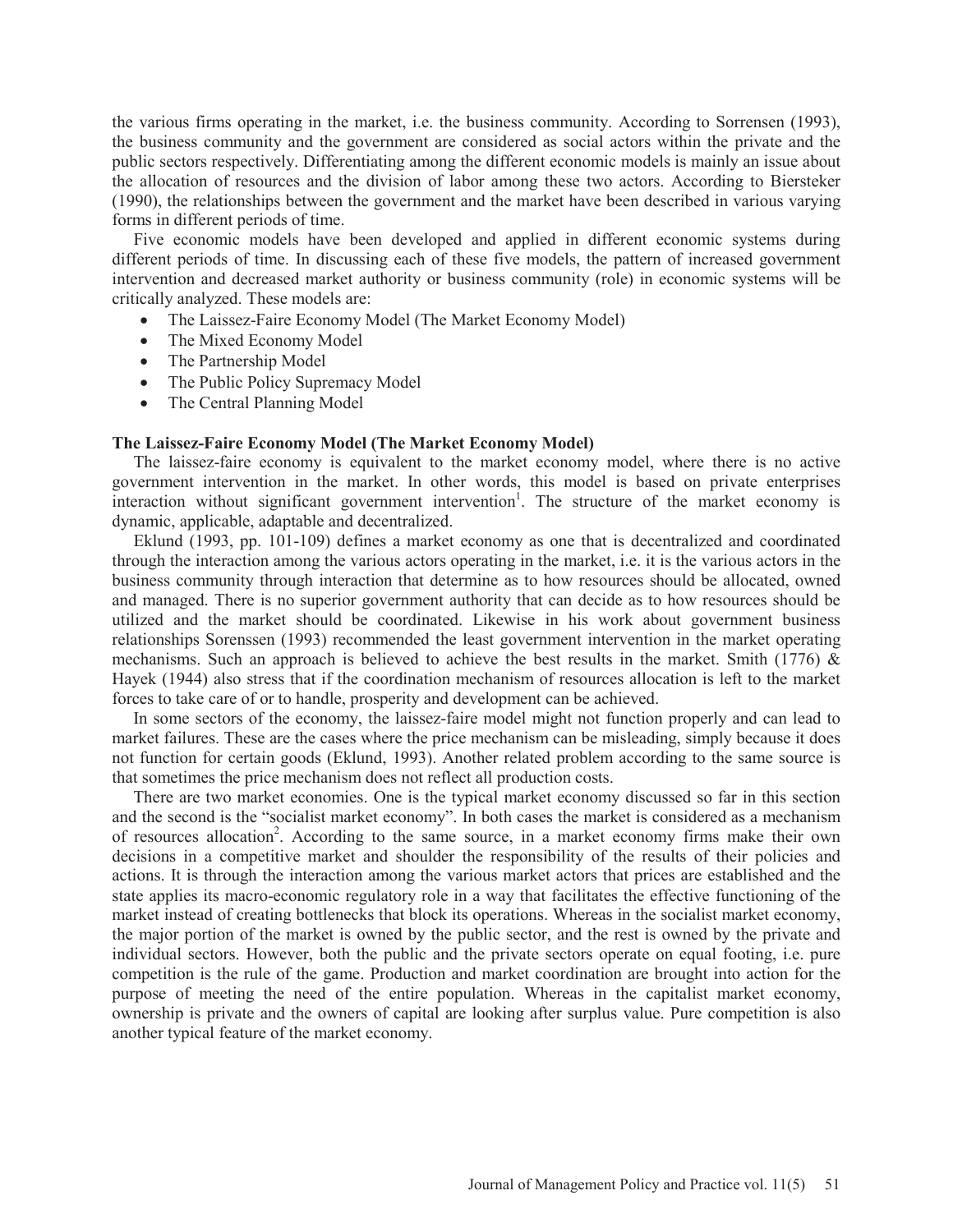the various firms operating in the market, i.e. the business community. According to Sorrensen (1993), the business community and the government are considered as social actors within the private and the public sectors respectively. Differentiating among the different economic models is mainly an issue about the allocation of resources and the division of labor among these two actors. According to Biersteker (1990), the relationships between the government and the market have been described in various varying forms in different periods of time.

Five economic models have been developed and applied in different economic systems during different periods of time. In discussing each of these five models, the pattern of increased government intervention and decreased market authority or business community (role) in economic systems will be critically analyzed. These models are:

- The Laissez-Faire Economy Model (The Market Economy Model)
- The Mixed Economy Model
- The Partnership Model
- The Public Policy Supremacy Model
- The Central Planning Model

**The Laissez-Faire Economy Model (The Market Economy Model)**

The laissez-faire economy is equivalent to the market economy model, where there is no active government intervention in the market. In other words, this model is based on private enterprises interaction without significant government intervention[1]. The structure of the market economy is dynamic, applicable, adaptable and decentralized.

Eklund (1993, pp. 101-109) defines a market economy as one that is decentralized and coordinated through the interaction among the various actors operating in the market, i.e. it is the various actors in the business community through interaction that determine as to how resources should be allocated, owned and managed. There is no superior government authority that can decide as to how resources should be utilized and the market should be coordinated. Likewise in his work about government business relationships Sorenssen (1993) recommended the least government intervention in the market operating mechanisms. Such an approach is believed to achieve the best results in the market. Smith (1776) & Hayek (1944) also stress that if the coordination mechanism of resources allocation is left to the market forces to take care of or to handle, prosperity and development can be achieved.

In some sectors of the economy, the laissez-faire model might not function properly and can lead to market failures. These are the cases where the price mechanism can be misleading, simply because it does not function for certain goods (Eklund, 1993). Another related problem according to the same source is that sometimes the price mechanism does not reflect all production costs.

There are two market economies. One is the typical market economy discussed so far in this section and the second is the "socialist market economy". In both cases the market is considered as a mechanism of resources allocation[2]. According to the same source, in a market economy firms make their own decisions in a competitive market and shoulder the responsibility of the results of their policies and actions. It is through the interaction among the various market actors that prices are established and the state applies its macro-economic regulatory role in a way that facilitates the effective functioning of the market instead of creating bottlenecks that block its operations. Whereas in the socialist market economy, the major portion of the market is owned by the public sector, and the rest is owned by the private and individual sectors. However, both the public and the private sectors operate on equal footing, i.e. pure competition is the rule of the game. Production and market coordination are brought into action for the purpose of meeting the need of the entire population. Whereas in the capitalist market economy, ownership is private and the owners of capital are looking after surplus value. Pure competition is also another typical feature of the market economy.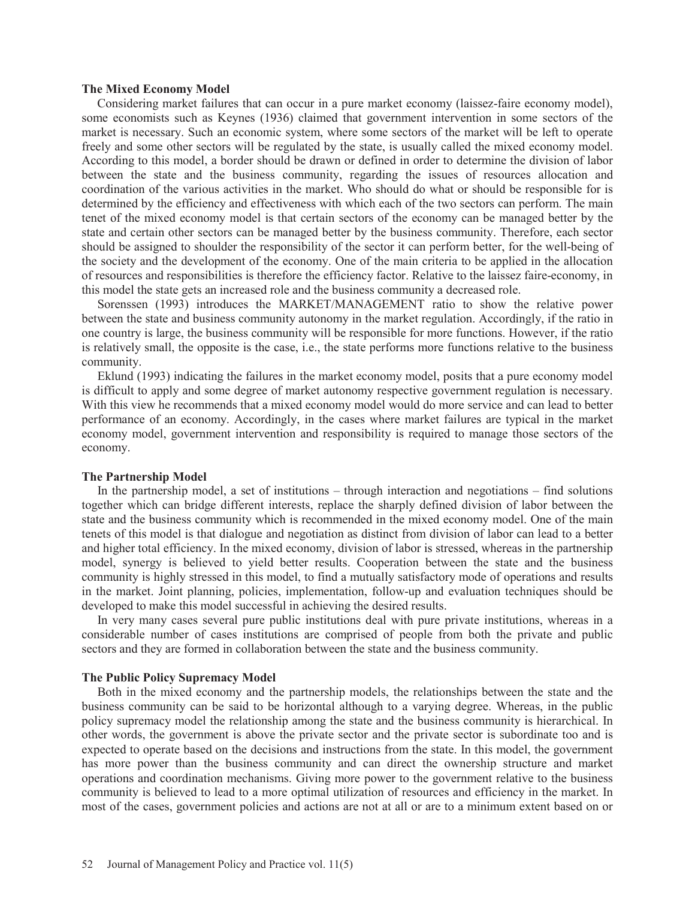### The Mixed Economy Model

Considering market failures that can occur in a pure market economy (laissez-faire economy model), some economists such as Keynes (1936) claimed that government intervention in some sectors of the market is necessary. Such an economic system, where some sectors of the market will be left to operate freely and some other sectors will be regulated by the state, is usually called the mixed economy model. According to this model, a border should be drawn or defined in order to determine the division of labor between the state and the business community, regarding the issues of resources allocation and coordination of the various activities in the market. Who should do what or should be responsible for is determined by the efficiency and effectiveness with which each of the two sectors can perform. The main tenet of the mixed economy model is that certain sectors of the economy can be managed better by the state and certain other sectors can be managed better by the business community. Therefore, each sector should be assigned to shoulder the responsibility of the sector it can perform better, for the well-being of the society and the development of the economy. One of the main criteria to be applied in the allocation of resources and responsibilities is therefore the efficiency factor. Relative to the laissez faire-economy, in this model the state gets an increased role and the business community a decreased role.

Sorenssen (1993) introduces the MARKET/MANAGEMENT ratio to show the relative power between the state and business community autonomy in the market regulation. Accordingly, if the ratio in one country is large, the business community will be responsible for more functions. However, if the ratio is relatively small, the opposite is the case, i.e., the state performs more functions relative to the business community.

Eklund (1993) indicating the failures in the market economy model, posits that a pure economy model is difficult to apply and some degree of market autonomy respective government regulation is necessary. With this view he recommends that a mixed economy model would do more service and can lead to better performance of an economy. Accordingly, in the cases where market failures are typical in the market economy model, government intervention and responsibility is required to manage those sectors of the economy.

### The Partnership Model

In the partnership model, a set of institutions – through interaction and negotiations – find solutions together which can bridge different interests, replace the sharply defined division of labor between the state and the business community which is recommended in the mixed economy model. One of the main tenets of this model is that dialogue and negotiation as distinct from division of labor can lead to a better and higher total efficiency. In the mixed economy, division of labor is stressed, whereas in the partnership model, synergy is believed to yield better results. Cooperation between the state and the business community is highly stressed in this model, to find a mutually satisfactory mode of operations and results in the market. Joint planning, policies, implementation, follow-up and evaluation techniques should be developed to make this model successful in achieving the desired results.

In very many cases several pure public institutions deal with pure private institutions, whereas in a considerable number of cases institutions are comprised of people from both the private and public sectors and they are formed in collaboration between the state and the business community.

### The Public Policy Supremacy Model

Both in the mixed economy and the partnership models, the relationships between the state and the business community can be said to be horizontal although to a varying degree. Whereas, in the public policy supremacy model the relationship among the state and the business community is hierarchical. In other words, the government is above the private sector and the private sector is subordinate too and is expected to operate based on the decisions and instructions from the state. In this model, the government has more power than the business community and can direct the ownership structure and market operations and coordination mechanisms. Giving more power to the government relative to the business community is believed to lead to a more optimal utilization of resources and efficiency in the market. In most of the cases, government policies and actions are not at all or are to a minimum extent based on or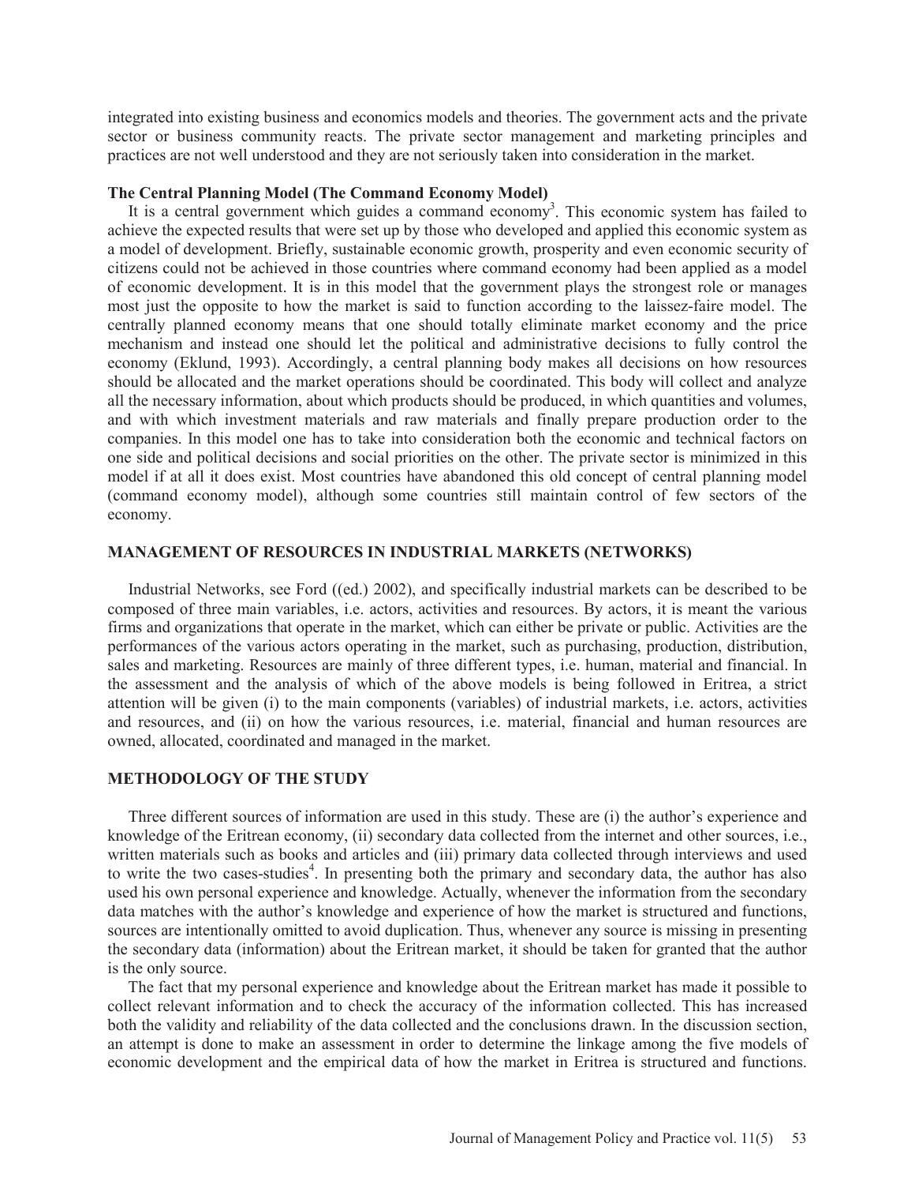integrated into existing business and economics models and theories. The government acts and the private sector or business community reacts. The private sector management and marketing principles and practices are not well understood and they are not seriously taken into consideration in the market.

### The Central Planning Model (The Command Economy Model)

It is a central government which guides a command economy[3]. This economic system has failed to achieve the expected results that were set up by those who developed and applied this economic system as a model of development. Briefly, sustainable economic growth, prosperity and even economic security of citizens could not be achieved in those countries where command economy had been applied as a model of economic development. It is in this model that the government plays the strongest role or manages most just the opposite to how the market is said to function according to the laissez-faire model. The centrally planned economy means that one should totally eliminate market economy and the price mechanism and instead one should let the political and administrative decisions to fully control the economy (Eklund, 1993). Accordingly, a central planning body makes all decisions on how resources should be allocated and the market operations should be coordinated. This body will collect and analyze all the necessary information, about which products should be produced, in which quantities and volumes, and with which investment materials and raw materials and finally prepare production order to the companies. In this model one has to take into consideration both the economic and technical factors on one side and political decisions and social priorities on the other. The private sector is minimized in this model if at all it does exist. Most countries have abandoned this old concept of central planning model (command economy model), although some countries still maintain control of few sectors of the economy.

## MANAGEMENT OF RESOURCES IN INDUSTRIAL MARKETS (NETWORKS)

Industrial Networks, see Ford ((ed.) 2002), and specifically industrial markets can be described to be composed of three main variables, i.e. actors, activities and resources. By actors, it is meant the various firms and organizations that operate in the market, which can either be private or public. Activities are the performances of the various actors operating in the market, such as purchasing, production, distribution, sales and marketing. Resources are mainly of three different types, i.e. human, material and financial. In the assessment and the analysis of which of the above models is being followed in Eritrea, a strict attention will be given (i) to the main components (variables) of industrial markets, i.e. actors, activities and resources, and (ii) on how the various resources, i.e. material, financial and human resources are owned, allocated, coordinated and managed in the market.

## METHODOLOGY OF THE STUDY

Three different sources of information are used in this study. These are (i) the author's experience and knowledge of the Eritrean economy, (ii) secondary data collected from the internet and other sources, i.e., written materials such as books and articles and (iii) primary data collected through interviews and used to write the two cases-studies[4]. In presenting both the primary and secondary data, the author has also used his own personal experience and knowledge. Actually, whenever the information from the secondary data matches with the author's knowledge and experience of how the market is structured and functions, sources are intentionally omitted to avoid duplication. Thus, whenever any source is missing in presenting the secondary data (information) about the Eritrean market, it should be taken for granted that the author is the only source.

The fact that my personal experience and knowledge about the Eritrean market has made it possible to collect relevant information and to check the accuracy of the information collected. This has increased both the validity and reliability of the data collected and the conclusions drawn. In the discussion section, an attempt is done to make an assessment in order to determine the linkage among the five models of economic development and the empirical data of how the market in Eritrea is structured and functions.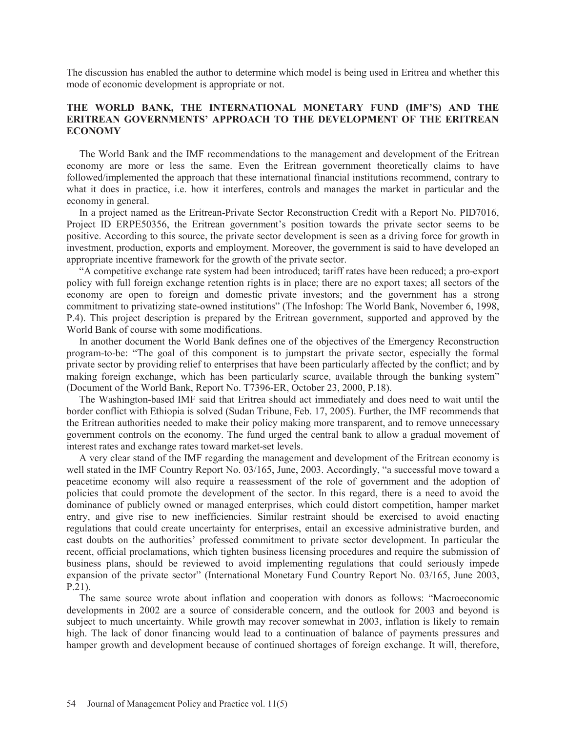The discussion has enabled the author to determine which model is being used in Eritrea and whether this mode of economic development is appropriate or not.

## THE WORLD BANK, THE INTERNATIONAL MONETARY FUND (IMF'S) AND THE ERITREAN GOVERNMENTS' APPROACH TO THE DEVELOPMENT OF THE ERITREAN ECONOMY

The World Bank and the IMF recommendations to the management and development of the Eritrean economy are more or less the same. Even the Eritrean government theoretically claims to have followed/implemented the approach that these international financial institutions recommend, contrary to what it does in practice, i.e. how it interferes, controls and manages the market in particular and the economy in general.

In a project named as the Eritrean-Private Sector Reconstruction Credit with a Report No. PID7016, Project ID ERPE50356, the Eritrean government's position towards the private sector seems to be positive. According to this source, the private sector development is seen as a driving force for growth in investment, production, exports and employment. Moreover, the government is said to have developed an appropriate incentive framework for the growth of the private sector.

"A competitive exchange rate system had been introduced; tariff rates have been reduced; a pro-export policy with full foreign exchange retention rights is in place; there are no export taxes; all sectors of the economy are open to foreign and domestic private investors; and the government has a strong commitment to privatizing state-owned institutions" (The Infoshop: The World Bank, November 6, 1998, P.4). This project description is prepared by the Eritrean government, supported and approved by the World Bank of course with some modifications.

In another document the World Bank defines one of the objectives of the Emergency Reconstruction program-to-be: "The goal of this component is to jumpstart the private sector, especially the formal private sector by providing relief to enterprises that have been particularly affected by the conflict; and by making foreign exchange, which has been particularly scarce, available through the banking system" (Document of the World Bank, Report No. T7396-ER, October 23, 2000, P.18).

The Washington-based IMF said that Eritrea should act immediately and does need to wait until the border conflict with Ethiopia is solved (Sudan Tribune, Feb. 17, 2005). Further, the IMF recommends that the Eritrean authorities needed to make their policy making more transparent, and to remove unnecessary government controls on the economy. The fund urged the central bank to allow a gradual movement of interest rates and exchange rates toward market-set levels.

A very clear stand of the IMF regarding the management and development of the Eritrean economy is well stated in the IMF Country Report No. 03/165, June, 2003. Accordingly, "a successful move toward a peacetime economy will also require a reassessment of the role of government and the adoption of policies that could promote the development of the sector. In this regard, there is a need to avoid the dominance of publicly owned or managed enterprises, which could distort competition, hamper market entry, and give rise to new inefficiencies. Similar restraint should be exercised to avoid enacting regulations that could create uncertainty for enterprises, entail an excessive administrative burden, and cast doubts on the authorities' professed commitment to private sector development. In particular the recent, official proclamations, which tighten business licensing procedures and require the submission of business plans, should be reviewed to avoid implementing regulations that could seriously impede expansion of the private sector" (International Monetary Fund Country Report No. 03/165, June 2003, P.21).

The same source wrote about inflation and cooperation with donors as follows: "Macroeconomic developments in 2002 are a source of considerable concern, and the outlook for 2003 and beyond is subject to much uncertainty. While growth may recover somewhat in 2003, inflation is likely to remain high. The lack of donor financing would lead to a continuation of balance of payments pressures and hamper growth and development because of continued shortages of foreign exchange. It will, therefore,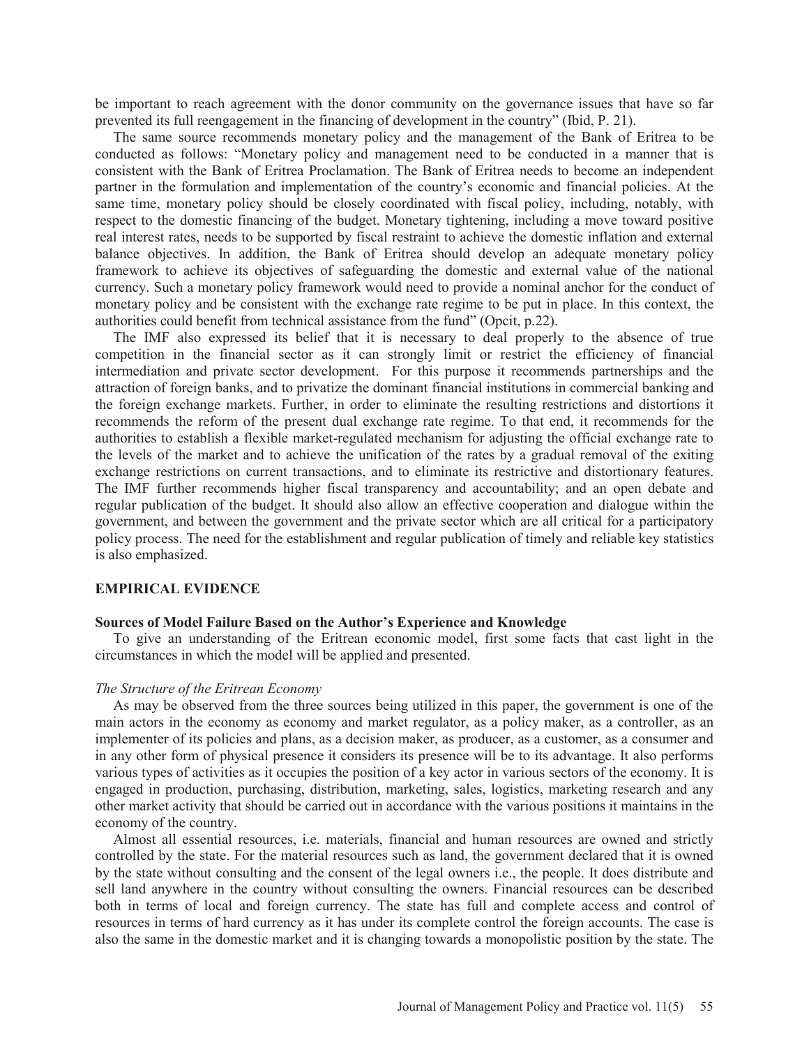be important to reach agreement with the donor community on the governance issues that have so far prevented its full reengagement in the financing of development in the country" (Ibid, P. 21).

The same source recommends monetary policy and the management of the Bank of Eritrea to be conducted as follows: "Monetary policy and management need to be conducted in a manner that is consistent with the Bank of Eritrea Proclamation. The Bank of Eritrea needs to become an independent partner in the formulation and implementation of the country's economic and financial policies. At the same time, monetary policy should be closely coordinated with fiscal policy, including, notably, with respect to the domestic financing of the budget. Monetary tightening, including a move toward positive real interest rates, needs to be supported by fiscal restraint to achieve the domestic inflation and external balance objectives. In addition, the Bank of Eritrea should develop an adequate monetary policy framework to achieve its objectives of safeguarding the domestic and external value of the national currency. Such a monetary policy framework would need to provide a nominal anchor for the conduct of monetary policy and be consistent with the exchange rate regime to be put in place. In this context, the authorities could benefit from technical assistance from the fund" (Opcit, p.22).

The IMF also expressed its belief that it is necessary to deal properly to the absence of true competition in the financial sector as it can strongly limit or restrict the efficiency of financial intermediation and private sector development. For this purpose it recommends partnerships and the attraction of foreign banks, and to privatize the dominant financial institutions in commercial banking and the foreign exchange markets. Further, in order to eliminate the resulting restrictions and distortions it recommends the reform of the present dual exchange rate regime. To that end, it recommends for the authorities to establish a flexible market-regulated mechanism for adjusting the official exchange rate to the levels of the market and to achieve the unification of the rates by a gradual removal of the exiting exchange restrictions on current transactions, and to eliminate its restrictive and distortionary features. The IMF further recommends higher fiscal transparency and accountability; and an open debate and regular publication of the budget. It should also allow an effective cooperation and dialogue within the government, and between the government and the private sector which are all critical for a participatory policy process. The need for the establishment and regular publication of timely and reliable key statistics is also emphasized.

## EMPIRICAL EVIDENCE

### Sources of Model Failure Based on the Author's Experience and Knowledge

To give an understanding of the Eritrean economic model, first some facts that cast light in the circumstances in which the model will be applied and presented.

#### *The Structure of the Eritrean Economy*

As may be observed from the three sources being utilized in this paper, the government is one of the main actors in the economy as economy and market regulator, as a policy maker, as a controller, as an implementer of its policies and plans, as a decision maker, as producer, as a customer, as a consumer and in any other form of physical presence it considers its presence will be to its advantage. It also performs various types of activities as it occupies the position of a key actor in various sectors of the economy. It is engaged in production, purchasing, distribution, marketing, sales, logistics, marketing research and any other market activity that should be carried out in accordance with the various positions it maintains in the economy of the country.

Almost all essential resources, i.e. materials, financial and human resources are owned and strictly controlled by the state. For the material resources such as land, the government declared that it is owned by the state without consulting and the consent of the legal owners i.e., the people. It does distribute and sell land anywhere in the country without consulting the owners. Financial resources can be described both in terms of local and foreign currency. The state has full and complete access and control of resources in terms of hard currency as it has under its complete control the foreign accounts. The case is also the same in the domestic market and it is changing towards a monopolistic position by the state. The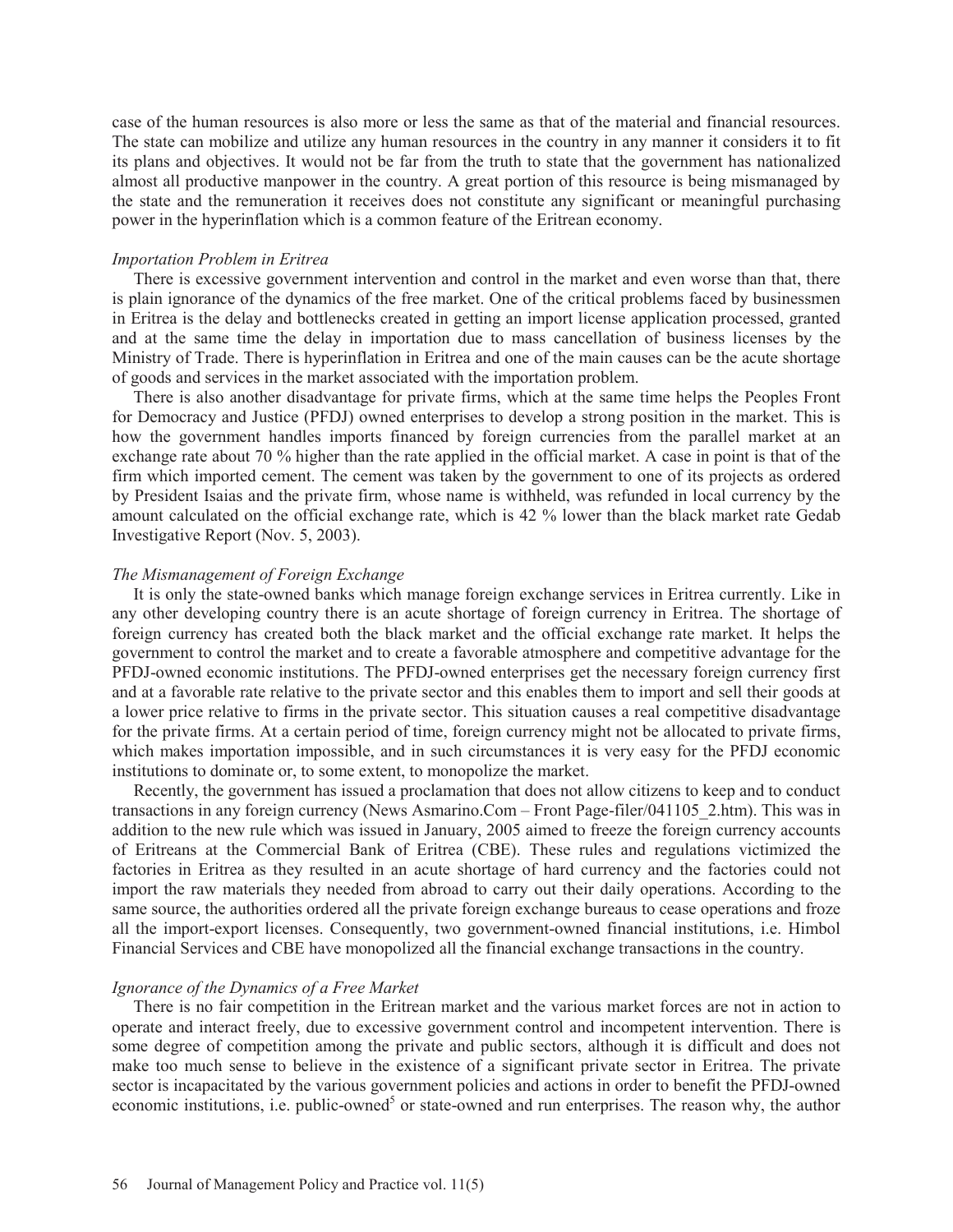case of the human resources is also more or less the same as that of the material and financial resources. The state can mobilize and utilize any human resources in the country in any manner it considers it to fit its plans and objectives. It would not be far from the truth to state that the government has nationalized almost all productive manpower in the country. A great portion of this resource is being mismanaged by the state and the remuneration it receives does not constitute any significant or meaningful purchasing power in the hyperinflation which is a common feature of the Eritrean economy.

*Importation Problem in Eritrea*

There is excessive government intervention and control in the market and even worse than that, there is plain ignorance of the dynamics of the free market. One of the critical problems faced by businessmen in Eritrea is the delay and bottlenecks created in getting an import license application processed, granted and at the same time the delay in importation due to mass cancellation of business licenses by the Ministry of Trade. There is hyperinflation in Eritrea and one of the main causes can be the acute shortage of goods and services in the market associated with the importation problem.

There is also another disadvantage for private firms, which at the same time helps the Peoples Front for Democracy and Justice (PFDJ) owned enterprises to develop a strong position in the market. This is how the government handles imports financed by foreign currencies from the parallel market at an exchange rate about 70 % higher than the rate applied in the official market. A case in point is that of the firm which imported cement. The cement was taken by the government to one of its projects as ordered by President Isaias and the private firm, whose name is withheld, was refunded in local currency by the amount calculated on the official exchange rate, which is 42 % lower than the black market rate Gedab Investigative Report (Nov. 5, 2003).

*The Mismanagement of Foreign Exchange*

It is only the state-owned banks which manage foreign exchange services in Eritrea currently. Like in any other developing country there is an acute shortage of foreign currency in Eritrea. The shortage of foreign currency has created both the black market and the official exchange rate market. It helps the government to control the market and to create a favorable atmosphere and competitive advantage for the PFDJ-owned economic institutions. The PFDJ-owned enterprises get the necessary foreign currency first and at a favorable rate relative to the private sector and this enables them to import and sell their goods at a lower price relative to firms in the private sector. This situation causes a real competitive disadvantage for the private firms. At a certain period of time, foreign currency might not be allocated to private firms, which makes importation impossible, and in such circumstances it is very easy for the PFDJ economic institutions to dominate or, to some extent, to monopolize the market.

Recently, the government has issued a proclamation that does not allow citizens to keep and to conduct transactions in any foreign currency (News Asmarino.Com – Front Page-filer/041105_2.htm). This was in addition to the new rule which was issued in January, 2005 aimed to freeze the foreign currency accounts of Eritreans at the Commercial Bank of Eritrea (CBE). These rules and regulations victimized the factories in Eritrea as they resulted in an acute shortage of hard currency and the factories could not import the raw materials they needed from abroad to carry out their daily operations. According to the same source, the authorities ordered all the private foreign exchange bureaus to cease operations and froze all the import-export licenses. Consequently, two government-owned financial institutions, i.e. Himbol Financial Services and CBE have monopolized all the financial exchange transactions in the country.

*Ignorance of the Dynamics of a Free Market*

There is no fair competition in the Eritrean market and the various market forces are not in action to operate and interact freely, due to excessive government control and incompetent intervention. There is some degree of competition among the private and public sectors, although it is difficult and does not make too much sense to believe in the existence of a significant private sector in Eritrea. The private sector is incapacitated by the various government policies and actions in order to benefit the PFDJ-owned economic institutions, i.e. public-owned[5] or state-owned and run enterprises. The reason why, the author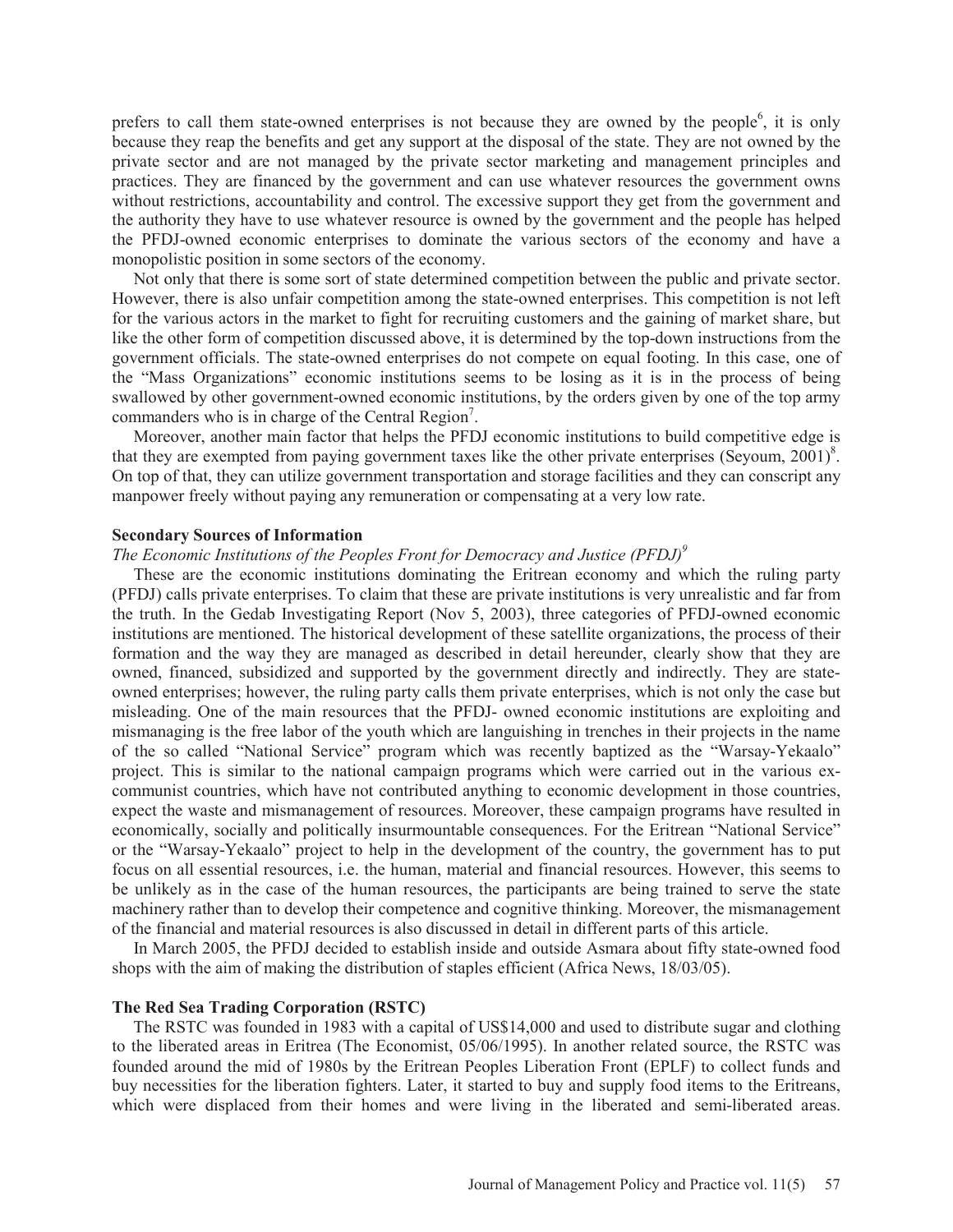prefers to call them state-owned enterprises is not because they are owned by the people[6], it is only because they reap the benefits and get any support at the disposal of the state. They are not owned by the private sector and are not managed by the private sector marketing and management principles and practices. They are financed by the government and can use whatever resources the government owns without restrictions, accountability and control. The excessive support they get from the government and the authority they have to use whatever resource is owned by the government and the people has helped the PFDJ-owned economic enterprises to dominate the various sectors of the economy and have a monopolistic position in some sectors of the economy.

Not only that there is some sort of state determined competition between the public and private sector. However, there is also unfair competition among the state-owned enterprises. This competition is not left for the various actors in the market to fight for recruiting customers and the gaining of market share, but like the other form of competition discussed above, it is determined by the top-down instructions from the government officials. The state-owned enterprises do not compete on equal footing. In this case, one of the "Mass Organizations" economic institutions seems to be losing as it is in the process of being swallowed by other government-owned economic institutions, by the orders given by one of the top army commanders who is in charge of the Central Region[7].

Moreover, another main factor that helps the PFDJ economic institutions to build competitive edge is that they are exempted from paying government taxes like the other private enterprises (Seyoum, 2001)[8]. On top of that, they can utilize government transportation and storage facilities and they can conscript any manpower freely without paying any remuneration or compensating at a very low rate.

**Secondary Sources of Information**

*The Economic Institutions of the Peoples Front for Democracy and Justice (PFDJ)[9]*

These are the economic institutions dominating the Eritrean economy and which the ruling party (PFDJ) calls private enterprises. To claim that these are private institutions is very unrealistic and far from the truth. In the Gedab Investigating Report (Nov 5, 2003), three categories of PFDJ-owned economic institutions are mentioned. The historical development of these satellite organizations, the process of their formation and the way they are managed as described in detail hereunder, clearly show that they are owned, financed, subsidized and supported by the government directly and indirectly. They are state-owned enterprises; however, the ruling party calls them private enterprises, which is not only the case but misleading. One of the main resources that the PFDJ- owned economic institutions are exploiting and mismanaging is the free labor of the youth which are languishing in trenches in their projects in the name of the so called "National Service" program which was recently baptized as the "Warsay-Yekaalo" project. This is similar to the national campaign programs which were carried out in the various ex-communist countries, which have not contributed anything to economic development in those countries, expect the waste and mismanagement of resources. Moreover, these campaign programs have resulted in economically, socially and politically insurmountable consequences. For the Eritrean "National Service" or the "Warsay-Yekaalo" project to help in the development of the country, the government has to put focus on all essential resources, i.e. the human, material and financial resources. However, this seems to be unlikely as in the case of the human resources, the participants are being trained to serve the state machinery rather than to develop their competence and cognitive thinking. Moreover, the mismanagement of the financial and material resources is also discussed in detail in different parts of this article.

In March 2005, the PFDJ decided to establish inside and outside Asmara about fifty state-owned food shops with the aim of making the distribution of staples efficient (Africa News, 18/03/05).

**The Red Sea Trading Corporation (RSTC)**

The RSTC was founded in 1983 with a capital of US$14,000 and used to distribute sugar and clothing to the liberated areas in Eritrea (The Economist, 05/06/1995). In another related source, the RSTC was founded around the mid of 1980s by the Eritrean Peoples Liberation Front (EPLF) to collect funds and buy necessities for the liberation fighters. Later, it started to buy and supply food items to the Eritreans, which were displaced from their homes and were living in the liberated and semi-liberated areas.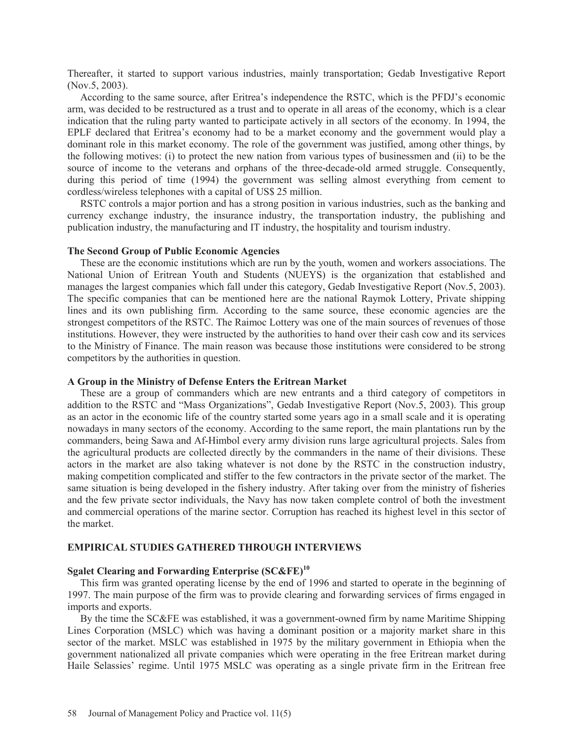Thereafter, it started to support various industries, mainly transportation; Gedab Investigative Report (Nov.5, 2003).

According to the same source, after Eritrea's independence the RSTC, which is the PFDJ's economic arm, was decided to be restructured as a trust and to operate in all areas of the economy, which is a clear indication that the ruling party wanted to participate actively in all sectors of the economy. In 1994, the EPLF declared that Eritrea's economy had to be a market economy and the government would play a dominant role in this market economy. The role of the government was justified, among other things, by the following motives: (i) to protect the new nation from various types of businessmen and (ii) to be the source of income to the veterans and orphans of the three-decade-old armed struggle. Consequently, during this period of time (1994) the government was selling almost everything from cement to cordless/wireless telephones with a capital of US$ 25 million.

RSTC controls a major portion and has a strong position in various industries, such as the banking and currency exchange industry, the insurance industry, the transportation industry, the publishing and publication industry, the manufacturing and IT industry, the hospitality and tourism industry.

### The Second Group of Public Economic Agencies

These are the economic institutions which are run by the youth, women and workers associations. The National Union of Eritrean Youth and Students (NUEYS) is the organization that established and manages the largest companies which fall under this category, Gedab Investigative Report (Nov.5, 2003). The specific companies that can be mentioned here are the national Raymok Lottery, Private shipping lines and its own publishing firm. According to the same source, these economic agencies are the strongest competitors of the RSTC. The Raimoc Lottery was one of the main sources of revenues of those institutions. However, they were instructed by the authorities to hand over their cash cow and its services to the Ministry of Finance. The main reason was because those institutions were considered to be strong competitors by the authorities in question.

### A Group in the Ministry of Defense Enters the Eritrean Market

These are a group of commanders which are new entrants and a third category of competitors in addition to the RSTC and "Mass Organizations", Gedab Investigative Report (Nov.5, 2003). This group as an actor in the economic life of the country started some years ago in a small scale and it is operating nowadays in many sectors of the economy. According to the same report, the main plantations run by the commanders, being Sawa and Af-Himbol every army division runs large agricultural projects. Sales from the agricultural products are collected directly by the commanders in the name of their divisions. These actors in the market are also taking whatever is not done by the RSTC in the construction industry, making competition complicated and stiffer to the few contractors in the private sector of the market. The same situation is being developed in the fishery industry. After taking over from the ministry of fisheries and the few private sector individuals, the Navy has now taken complete control of both the investment and commercial operations of the marine sector. Corruption has reached its highest level in this sector of the market.

## EMPIRICAL STUDIES GATHERED THROUGH INTERVIEWS

### Sgalet Clearing and Forwarding Enterprise (SC&FE)[10]

This firm was granted operating license by the end of 1996 and started to operate in the beginning of 1997. The main purpose of the firm was to provide clearing and forwarding services of firms engaged in imports and exports.

By the time the SC&FE was established, it was a government-owned firm by name Maritime Shipping Lines Corporation (MSLC) which was having a dominant position or a majority market share in this sector of the market. MSLC was established in 1975 by the military government in Ethiopia when the government nationalized all private companies which were operating in the free Eritrean market during Haile Selassies' regime. Until 1975 MSLC was operating as a single private firm in the Eritrean free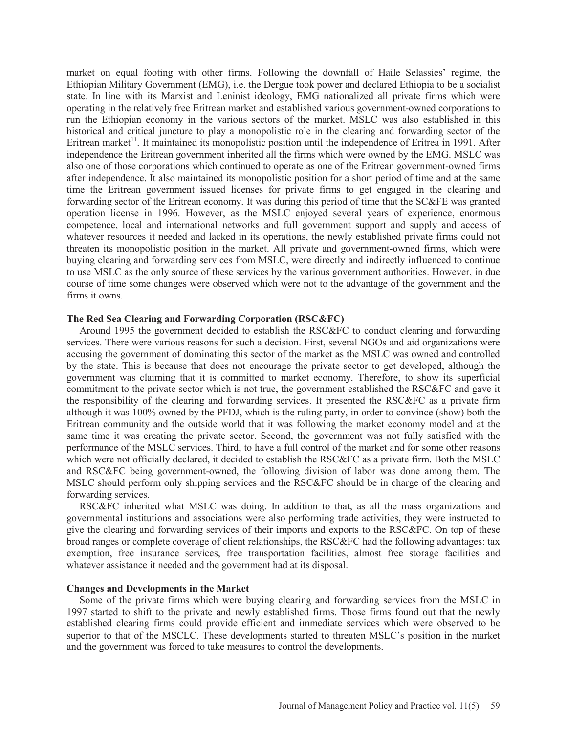market on equal footing with other firms. Following the downfall of Haile Selassies' regime, the Ethiopian Military Government (EMG), i.e. the Dergue took power and declared Ethiopia to be a socialist state. In line with its Marxist and Leninist ideology, EMG nationalized all private firms which were operating in the relatively free Eritrean market and established various government-owned corporations to run the Ethiopian economy in the various sectors of the market. MSLC was also established in this historical and critical juncture to play a monopolistic role in the clearing and forwarding sector of the Eritrean market[11]. It maintained its monopolistic position until the independence of Eritrea in 1991. After independence the Eritrean government inherited all the firms which were owned by the EMG. MSLC was also one of those corporations which continued to operate as one of the Eritrean government-owned firms after independence. It also maintained its monopolistic position for a short period of time and at the same time the Eritrean government issued licenses for private firms to get engaged in the clearing and forwarding sector of the Eritrean economy. It was during this period of time that the SC&FE was granted operation license in 1996. However, as the MSLC enjoyed several years of experience, enormous competence, local and international networks and full government support and supply and access of whatever resources it needed and lacked in its operations, the newly established private firms could not threaten its monopolistic position in the market. All private and government-owned firms, which were buying clearing and forwarding services from MSLC, were directly and indirectly influenced to continue to use MSLC as the only source of these services by the various government authorities. However, in due course of time some changes were observed which were not to the advantage of the government and the firms it owns.

### The Red Sea Clearing and Forwarding Corporation (RSC&FC)

Around 1995 the government decided to establish the RSC&FC to conduct clearing and forwarding services. There were various reasons for such a decision. First, several NGOs and aid organizations were accusing the government of dominating this sector of the market as the MSLC was owned and controlled by the state. This is because that does not encourage the private sector to get developed, although the government was claiming that it is committed to market economy. Therefore, to show its superficial commitment to the private sector which is not true, the government established the RSC&FC and gave it the responsibility of the clearing and forwarding services. It presented the RSC&FC as a private firm although it was 100% owned by the PFDJ, which is the ruling party, in order to convince (show) both the Eritrean community and the outside world that it was following the market economy model and at the same time it was creating the private sector. Second, the government was not fully satisfied with the performance of the MSLC services. Third, to have a full control of the market and for some other reasons which were not officially declared, it decided to establish the RSC&FC as a private firm. Both the MSLC and RSC&FC being government-owned, the following division of labor was done among them. The MSLC should perform only shipping services and the RSC&FC should be in charge of the clearing and forwarding services.

RSC&FC inherited what MSLC was doing. In addition to that, as all the mass organizations and governmental institutions and associations were also performing trade activities, they were instructed to give the clearing and forwarding services of their imports and exports to the RSC&FC. On top of these broad ranges or complete coverage of client relationships, the RSC&FC had the following advantages: tax exemption, free insurance services, free transportation facilities, almost free storage facilities and whatever assistance it needed and the government had at its disposal.

### Changes and Developments in the Market

Some of the private firms which were buying clearing and forwarding services from the MSLC in 1997 started to shift to the private and newly established firms. Those firms found out that the newly established clearing firms could provide efficient and immediate services which were observed to be superior to that of the MSCLC. These developments started to threaten MSLC's position in the market and the government was forced to take measures to control the developments.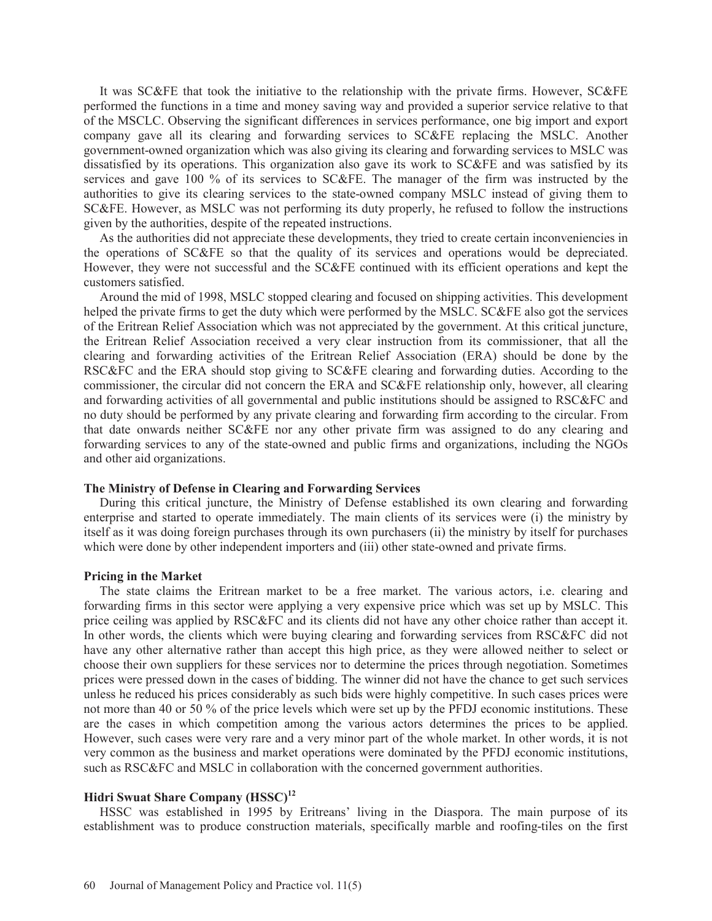It was SC&FE that took the initiative to the relationship with the private firms. However, SC&FE performed the functions in a time and money saving way and provided a superior service relative to that of the MSCLC. Observing the significant differences in services performance, one big import and export company gave all its clearing and forwarding services to SC&FE replacing the MSLC. Another government-owned organization which was also giving its clearing and forwarding services to MSLC was dissatisfied by its operations. This organization also gave its work to SC&FE and was satisfied by its services and gave 100 % of its services to SC&FE. The manager of the firm was instructed by the authorities to give its clearing services to the state-owned company MSLC instead of giving them to SC&FE. However, as MSLC was not performing its duty properly, he refused to follow the instructions given by the authorities, despite of the repeated instructions.

As the authorities did not appreciate these developments, they tried to create certain inconveniencies in the operations of SC&FE so that the quality of its services and operations would be depreciated. However, they were not successful and the SC&FE continued with its efficient operations and kept the customers satisfied.

Around the mid of 1998, MSLC stopped clearing and focused on shipping activities. This development helped the private firms to get the duty which were performed by the MSLC. SC&FE also got the services of the Eritrean Relief Association which was not appreciated by the government. At this critical juncture, the Eritrean Relief Association received a very clear instruction from its commissioner, that all the clearing and forwarding activities of the Eritrean Relief Association (ERA) should be done by the RSC&FC and the ERA should stop giving to SC&FE clearing and forwarding duties. According to the commissioner, the circular did not concern the ERA and SC&FE relationship only, however, all clearing and forwarding activities of all governmental and public institutions should be assigned to RSC&FC and no duty should be performed by any private clearing and forwarding firm according to the circular. From that date onwards neither SC&FE nor any other private firm was assigned to do any clearing and forwarding services to any of the state-owned and public firms and organizations, including the NGOs and other aid organizations.

### The Ministry of Defense in Clearing and Forwarding Services

During this critical juncture, the Ministry of Defense established its own clearing and forwarding enterprise and started to operate immediately. The main clients of its services were (i) the ministry by itself as it was doing foreign purchases through its own purchasers (ii) the ministry by itself for purchases which were done by other independent importers and (iii) other state-owned and private firms.

### Pricing in the Market

The state claims the Eritrean market to be a free market. The various actors, i.e. clearing and forwarding firms in this sector were applying a very expensive price which was set up by MSLC. This price ceiling was applied by RSC&FC and its clients did not have any other choice rather than accept it. In other words, the clients which were buying clearing and forwarding services from RSC&FC did not have any other alternative rather than accept this high price, as they were allowed neither to select or choose their own suppliers for these services nor to determine the prices through negotiation. Sometimes prices were pressed down in the cases of bidding. The winner did not have the chance to get such services unless he reduced his prices considerably as such bids were highly competitive. In such cases prices were not more than 40 or 50 % of the price levels which were set up by the PFDJ economic institutions. These are the cases in which competition among the various actors determines the prices to be applied. However, such cases were very rare and a very minor part of the whole market. In other words, it is not very common as the business and market operations were dominated by the PFDJ economic institutions, such as RSC&FC and MSLC in collaboration with the concerned government authorities.

### Hidri Swuat Share Company (HSSC)[12]

HSSC was established in 1995 by Eritreans' living in the Diaspora. The main purpose of its establishment was to produce construction materials, specifically marble and roofing-tiles on the first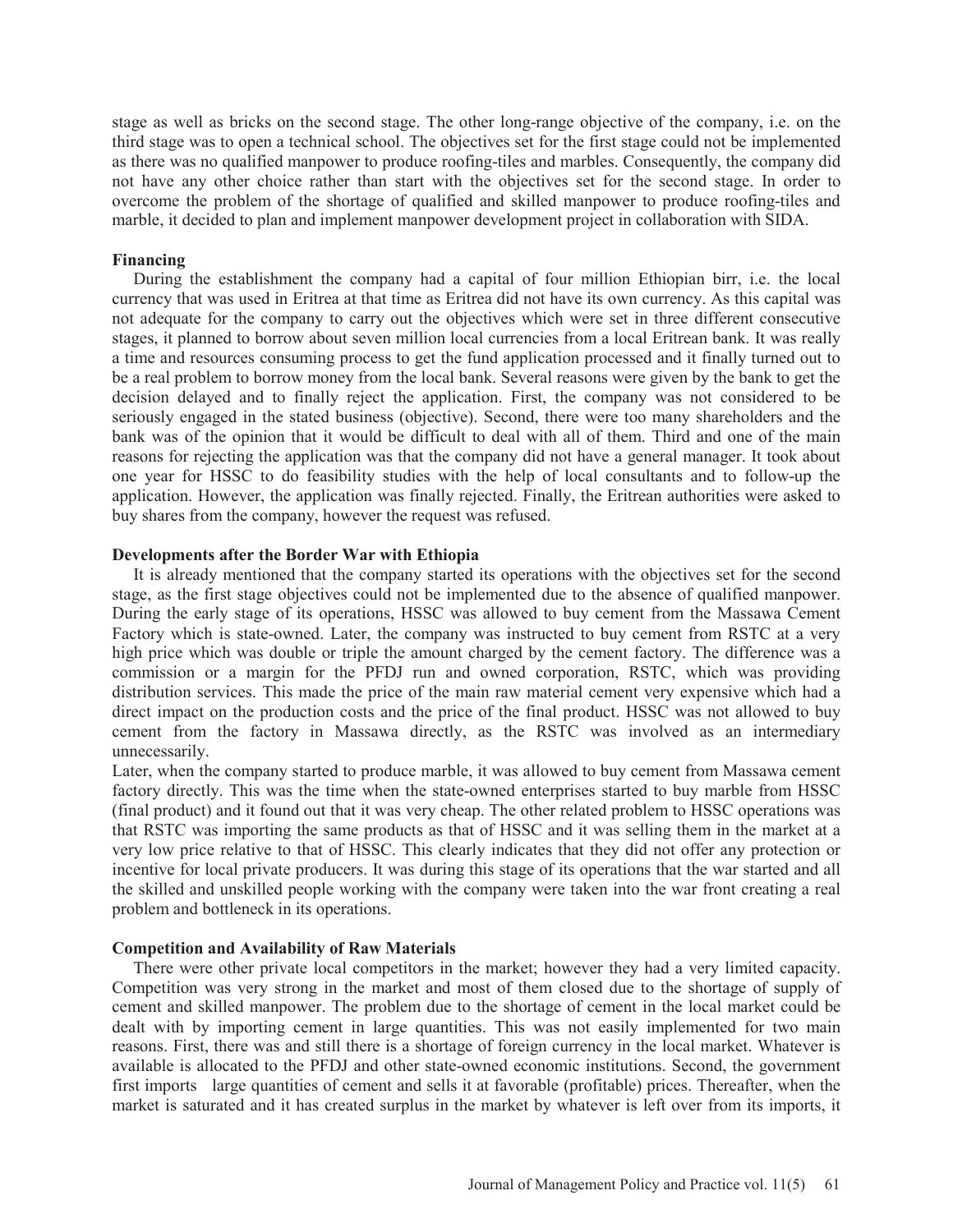stage as well as bricks on the second stage. The other long-range objective of the company, i.e. on the third stage was to open a technical school. The objectives set for the first stage could not be implemented as there was no qualified manpower to produce roofing-tiles and marbles. Consequently, the company did not have any other choice rather than start with the objectives set for the second stage. In order to overcome the problem of the shortage of qualified and skilled manpower to produce roofing-tiles and marble, it decided to plan and implement manpower development project in collaboration with SIDA.

**Financing**

During the establishment the company had a capital of four million Ethiopian birr, i.e. the local currency that was used in Eritrea at that time as Eritrea did not have its own currency. As this capital was not adequate for the company to carry out the objectives which were set in three different consecutive stages, it planned to borrow about seven million local currencies from a local Eritrean bank. It was really a time and resources consuming process to get the fund application processed and it finally turned out to be a real problem to borrow money from the local bank. Several reasons were given by the bank to get the decision delayed and to finally reject the application. First, the company was not considered to be seriously engaged in the stated business (objective). Second, there were too many shareholders and the bank was of the opinion that it would be difficult to deal with all of them. Third and one of the main reasons for rejecting the application was that the company did not have a general manager. It took about one year for HSSC to do feasibility studies with the help of local consultants and to follow-up the application. However, the application was finally rejected. Finally, the Eritrean authorities were asked to buy shares from the company, however the request was refused.

**Developments after the Border War with Ethiopia**

It is already mentioned that the company started its operations with the objectives set for the second stage, as the first stage objectives could not be implemented due to the absence of qualified manpower. During the early stage of its operations, HSSC was allowed to buy cement from the Massawa Cement Factory which is state-owned. Later, the company was instructed to buy cement from RSTC at a very high price which was double or triple the amount charged by the cement factory. The difference was a commission or a margin for the PFDJ run and owned corporation, RSTC, which was providing distribution services. This made the price of the main raw material cement very expensive which had a direct impact on the production costs and the price of the final product. HSSC was not allowed to buy cement from the factory in Massawa directly, as the RSTC was involved as an intermediary unnecessarily.

Later, when the company started to produce marble, it was allowed to buy cement from Massawa cement factory directly. This was the time when the state-owned enterprises started to buy marble from HSSC (final product) and it found out that it was very cheap. The other related problem to HSSC operations was that RSTC was importing the same products as that of HSSC and it was selling them in the market at a very low price relative to that of HSSC. This clearly indicates that they did not offer any protection or incentive for local private producers. It was during this stage of its operations that the war started and all the skilled and unskilled people working with the company were taken into the war front creating a real problem and bottleneck in its operations.

**Competition and Availability of Raw Materials**

There were other private local competitors in the market; however they had a very limited capacity. Competition was very strong in the market and most of them closed due to the shortage of supply of cement and skilled manpower. The problem due to the shortage of cement in the local market could be dealt with by importing cement in large quantities. This was not easily implemented for two main reasons. First, there was and still there is a shortage of foreign currency in the local market. Whatever is available is allocated to the PFDJ and other state-owned economic institutions. Second, the government first imports large quantities of cement and sells it at favorable (profitable) prices. Thereafter, when the market is saturated and it has created surplus in the market by whatever is left over from its imports, it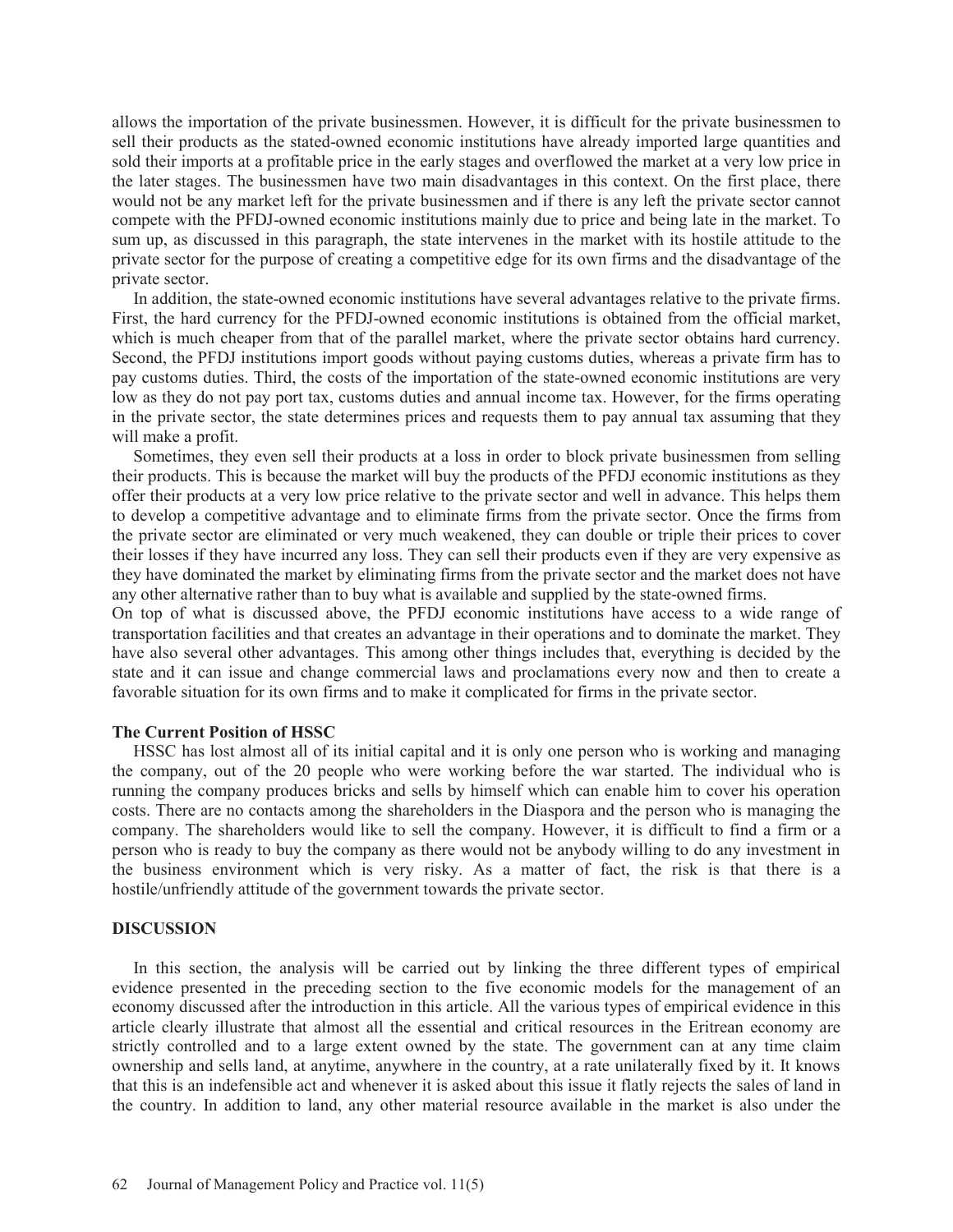allows the importation of the private businessmen. However, it is difficult for the private businessmen to sell their products as the stated-owned economic institutions have already imported large quantities and sold their imports at a profitable price in the early stages and overflowed the market at a very low price in the later stages. The businessmen have two main disadvantages in this context. On the first place, there would not be any market left for the private businessmen and if there is any left the private sector cannot compete with the PFDJ-owned economic institutions mainly due to price and being late in the market. To sum up, as discussed in this paragraph, the state intervenes in the market with its hostile attitude to the private sector for the purpose of creating a competitive edge for its own firms and the disadvantage of the private sector.

In addition, the state-owned economic institutions have several advantages relative to the private firms. First, the hard currency for the PFDJ-owned economic institutions is obtained from the official market, which is much cheaper from that of the parallel market, where the private sector obtains hard currency. Second, the PFDJ institutions import goods without paying customs duties, whereas a private firm has to pay customs duties. Third, the costs of the importation of the state-owned economic institutions are very low as they do not pay port tax, customs duties and annual income tax. However, for the firms operating in the private sector, the state determines prices and requests them to pay annual tax assuming that they will make a profit.

Sometimes, they even sell their products at a loss in order to block private businessmen from selling their products. This is because the market will buy the products of the PFDJ economic institutions as they offer their products at a very low price relative to the private sector and well in advance. This helps them to develop a competitive advantage and to eliminate firms from the private sector. Once the firms from the private sector are eliminated or very much weakened, they can double or triple their prices to cover their losses if they have incurred any loss. They can sell their products even if they are very expensive as they have dominated the market by eliminating firms from the private sector and the market does not have any other alternative rather than to buy what is available and supplied by the state-owned firms.

On top of what is discussed above, the PFDJ economic institutions have access to a wide range of transportation facilities and that creates an advantage in their operations and to dominate the market. They have also several other advantages. This among other things includes that, everything is decided by the state and it can issue and change commercial laws and proclamations every now and then to create a favorable situation for its own firms and to make it complicated for firms in the private sector.

**The Current Position of HSSC**

HSSC has lost almost all of its initial capital and it is only one person who is working and managing the company, out of the 20 people who were working before the war started. The individual who is running the company produces bricks and sells by himself which can enable him to cover his operation costs. There are no contacts among the shareholders in the Diaspora and the person who is managing the company. The shareholders would like to sell the company. However, it is difficult to find a firm or a person who is ready to buy the company as there would not be anybody willing to do any investment in the business environment which is very risky. As a matter of fact, the risk is that there is a hostile/unfriendly attitude of the government towards the private sector.

## DISCUSSION

In this section, the analysis will be carried out by linking the three different types of empirical evidence presented in the preceding section to the five economic models for the management of an economy discussed after the introduction in this article. All the various types of empirical evidence in this article clearly illustrate that almost all the essential and critical resources in the Eritrean economy are strictly controlled and to a large extent owned by the state. The government can at any time claim ownership and sells land, at anytime, anywhere in the country, at a rate unilaterally fixed by it. It knows that this is an indefensible act and whenever it is asked about this issue it flatly rejects the sales of land in the country. In addition to land, any other material resource available in the market is also under the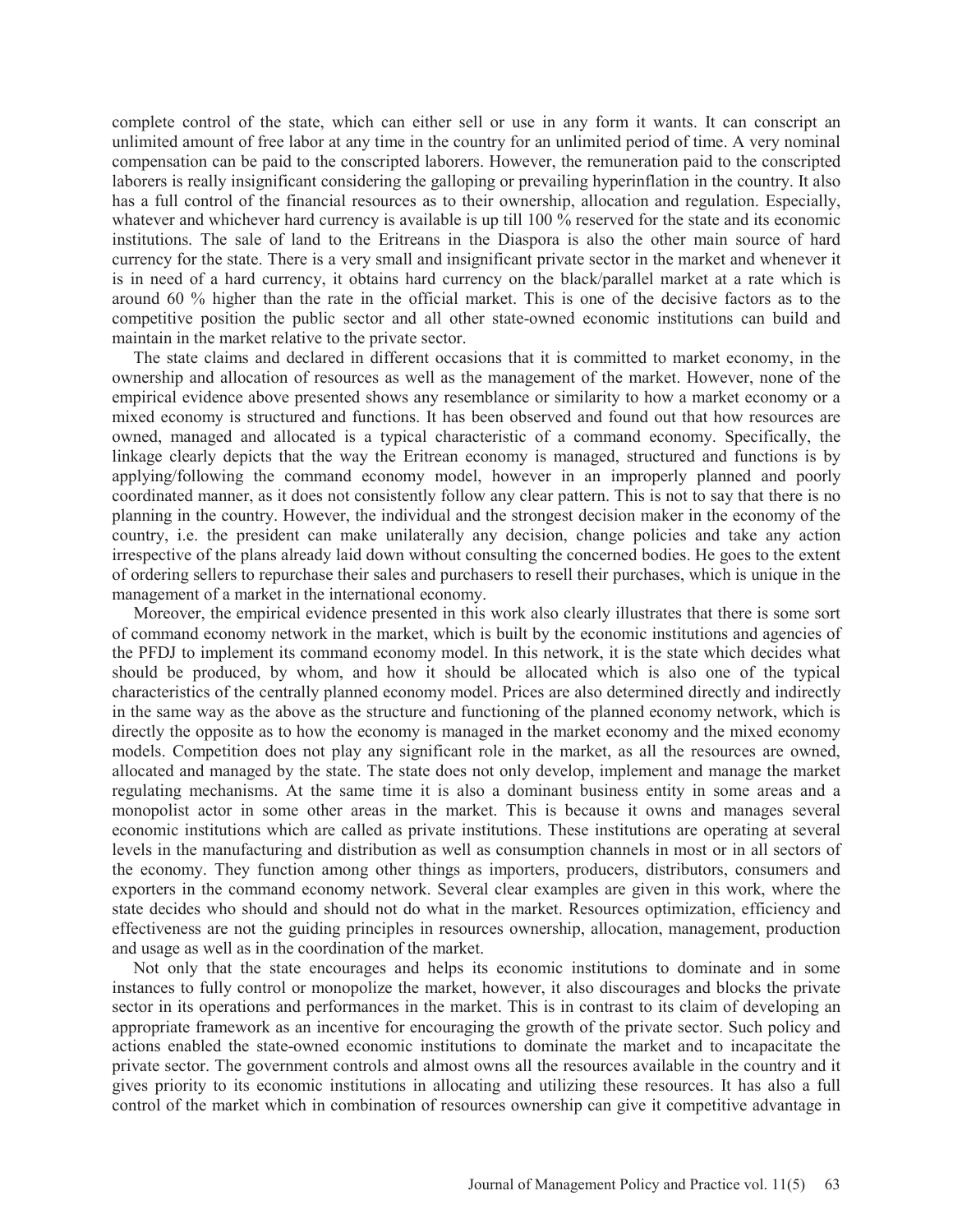complete control of the state, which can either sell or use in any form it wants. It can conscript an unlimited amount of free labor at any time in the country for an unlimited period of time. A very nominal compensation can be paid to the conscripted laborers. However, the remuneration paid to the conscripted laborers is really insignificant considering the galloping or prevailing hyperinflation in the country. It also has a full control of the financial resources as to their ownership, allocation and regulation. Especially, whatever and whichever hard currency is available is up till 100 % reserved for the state and its economic institutions. The sale of land to the Eritreans in the Diaspora is also the other main source of hard currency for the state. There is a very small and insignificant private sector in the market and whenever it is in need of a hard currency, it obtains hard currency on the black/parallel market at a rate which is around 60 % higher than the rate in the official market. This is one of the decisive factors as to the competitive position the public sector and all other state-owned economic institutions can build and maintain in the market relative to the private sector.

The state claims and declared in different occasions that it is committed to market economy, in the ownership and allocation of resources as well as the management of the market. However, none of the empirical evidence above presented shows any resemblance or similarity to how a market economy or a mixed economy is structured and functions. It has been observed and found out that how resources are owned, managed and allocated is a typical characteristic of a command economy. Specifically, the linkage clearly depicts that the way the Eritrean economy is managed, structured and functions is by applying/following the command economy model, however in an improperly planned and poorly coordinated manner, as it does not consistently follow any clear pattern. This is not to say that there is no planning in the country. However, the individual and the strongest decision maker in the economy of the country, i.e. the president can make unilaterally any decision, change policies and take any action irrespective of the plans already laid down without consulting the concerned bodies. He goes to the extent of ordering sellers to repurchase their sales and purchasers to resell their purchases, which is unique in the management of a market in the international economy.

Moreover, the empirical evidence presented in this work also clearly illustrates that there is some sort of command economy network in the market, which is built by the economic institutions and agencies of the PFDJ to implement its command economy model. In this network, it is the state which decides what should be produced, by whom, and how it should be allocated which is also one of the typical characteristics of the centrally planned economy model. Prices are also determined directly and indirectly in the same way as the above as the structure and functioning of the planned economy network, which is directly the opposite as to how the economy is managed in the market economy and the mixed economy models. Competition does not play any significant role in the market, as all the resources are owned, allocated and managed by the state. The state does not only develop, implement and manage the market regulating mechanisms. At the same time it is also a dominant business entity in some areas and a monopolist actor in some other areas in the market. This is because it owns and manages several economic institutions which are called as private institutions. These institutions are operating at several levels in the manufacturing and distribution as well as consumption channels in most or in all sectors of the economy. They function among other things as importers, producers, distributors, consumers and exporters in the command economy network. Several clear examples are given in this work, where the state decides who should and should not do what in the market. Resources optimization, efficiency and effectiveness are not the guiding principles in resources ownership, allocation, management, production and usage as well as in the coordination of the market.

Not only that the state encourages and helps its economic institutions to dominate and in some instances to fully control or monopolize the market, however, it also discourages and blocks the private sector in its operations and performances in the market. This is in contrast to its claim of developing an appropriate framework as an incentive for encouraging the growth of the private sector. Such policy and actions enabled the state-owned economic institutions to dominate the market and to incapacitate the private sector. The government controls and almost owns all the resources available in the country and it gives priority to its economic institutions in allocating and utilizing these resources. It has also a full control of the market which in combination of resources ownership can give it competitive advantage in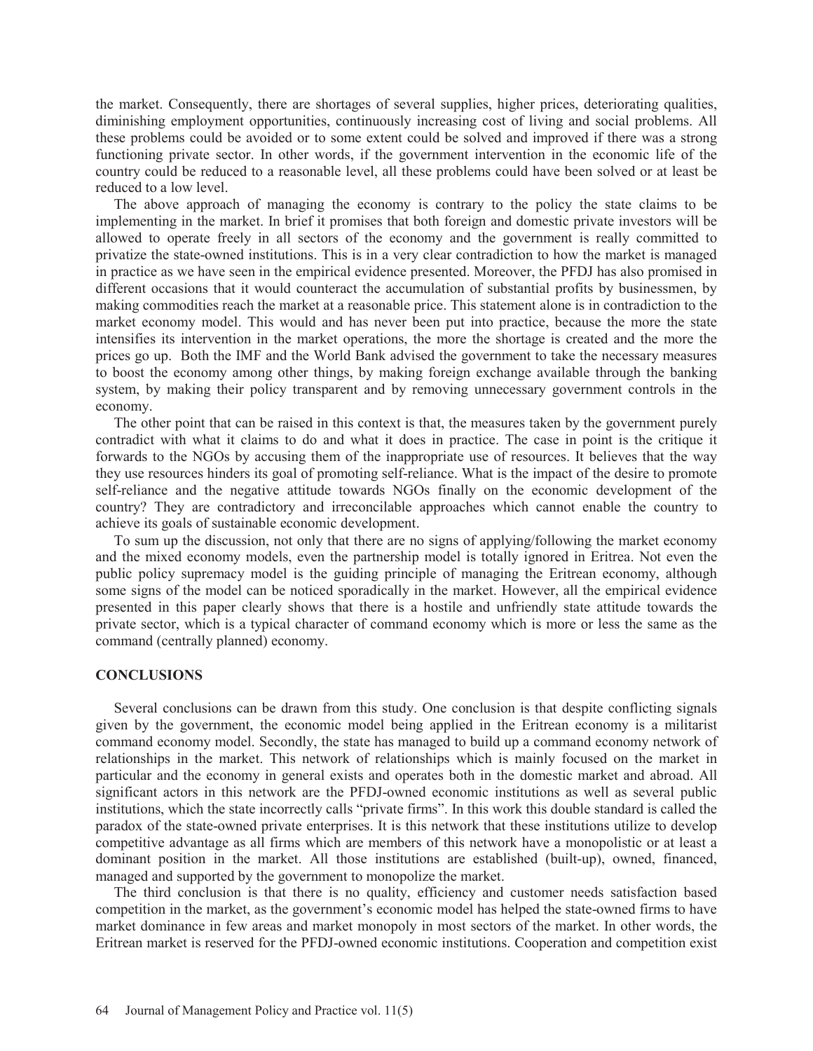the market. Consequently, there are shortages of several supplies, higher prices, deteriorating qualities, diminishing employment opportunities, continuously increasing cost of living and social problems. All these problems could be avoided or to some extent could be solved and improved if there was a strong functioning private sector. In other words, if the government intervention in the economic life of the country could be reduced to a reasonable level, all these problems could have been solved or at least be reduced to a low level.

The above approach of managing the economy is contrary to the policy the state claims to be implementing in the market. In brief it promises that both foreign and domestic private investors will be allowed to operate freely in all sectors of the economy and the government is really committed to privatize the state-owned institutions. This is in a very clear contradiction to how the market is managed in practice as we have seen in the empirical evidence presented. Moreover, the PFDJ has also promised in different occasions that it would counteract the accumulation of substantial profits by businessmen, by making commodities reach the market at a reasonable price. This statement alone is in contradiction to the market economy model. This would and has never been put into practice, because the more the state intensifies its intervention in the market operations, the more the shortage is created and the more the prices go up. Both the IMF and the World Bank advised the government to take the necessary measures to boost the economy among other things, by making foreign exchange available through the banking system, by making their policy transparent and by removing unnecessary government controls in the economy.

The other point that can be raised in this context is that, the measures taken by the government purely contradict with what it claims to do and what it does in practice. The case in point is the critique it forwards to the NGOs by accusing them of the inappropriate use of resources. It believes that the way they use resources hinders its goal of promoting self-reliance. What is the impact of the desire to promote self-reliance and the negative attitude towards NGOs finally on the economic development of the country? They are contradictory and irreconcilable approaches which cannot enable the country to achieve its goals of sustainable economic development.

To sum up the discussion, not only that there are no signs of applying/following the market economy and the mixed economy models, even the partnership model is totally ignored in Eritrea. Not even the public policy supremacy model is the guiding principle of managing the Eritrean economy, although some signs of the model can be noticed sporadically in the market. However, all the empirical evidence presented in this paper clearly shows that there is a hostile and unfriendly state attitude towards the private sector, which is a typical character of command economy which is more or less the same as the command (centrally planned) economy.

## CONCLUSIONS

Several conclusions can be drawn from this study. One conclusion is that despite conflicting signals given by the government, the economic model being applied in the Eritrean economy is a militarist command economy model. Secondly, the state has managed to build up a command economy network of relationships in the market. This network of relationships which is mainly focused on the market in particular and the economy in general exists and operates both in the domestic market and abroad. All significant actors in this network are the PFDJ-owned economic institutions as well as several public institutions, which the state incorrectly calls "private firms". In this work this double standard is called the paradox of the state-owned private enterprises. It is this network that these institutions utilize to develop competitive advantage as all firms which are members of this network have a monopolistic or at least a dominant position in the market. All those institutions are established (built-up), owned, financed, managed and supported by the government to monopolize the market.

The third conclusion is that there is no quality, efficiency and customer needs satisfaction based competition in the market, as the government's economic model has helped the state-owned firms to have market dominance in few areas and market monopoly in most sectors of the market. In other words, the Eritrean market is reserved for the PFDJ-owned economic institutions. Cooperation and competition exist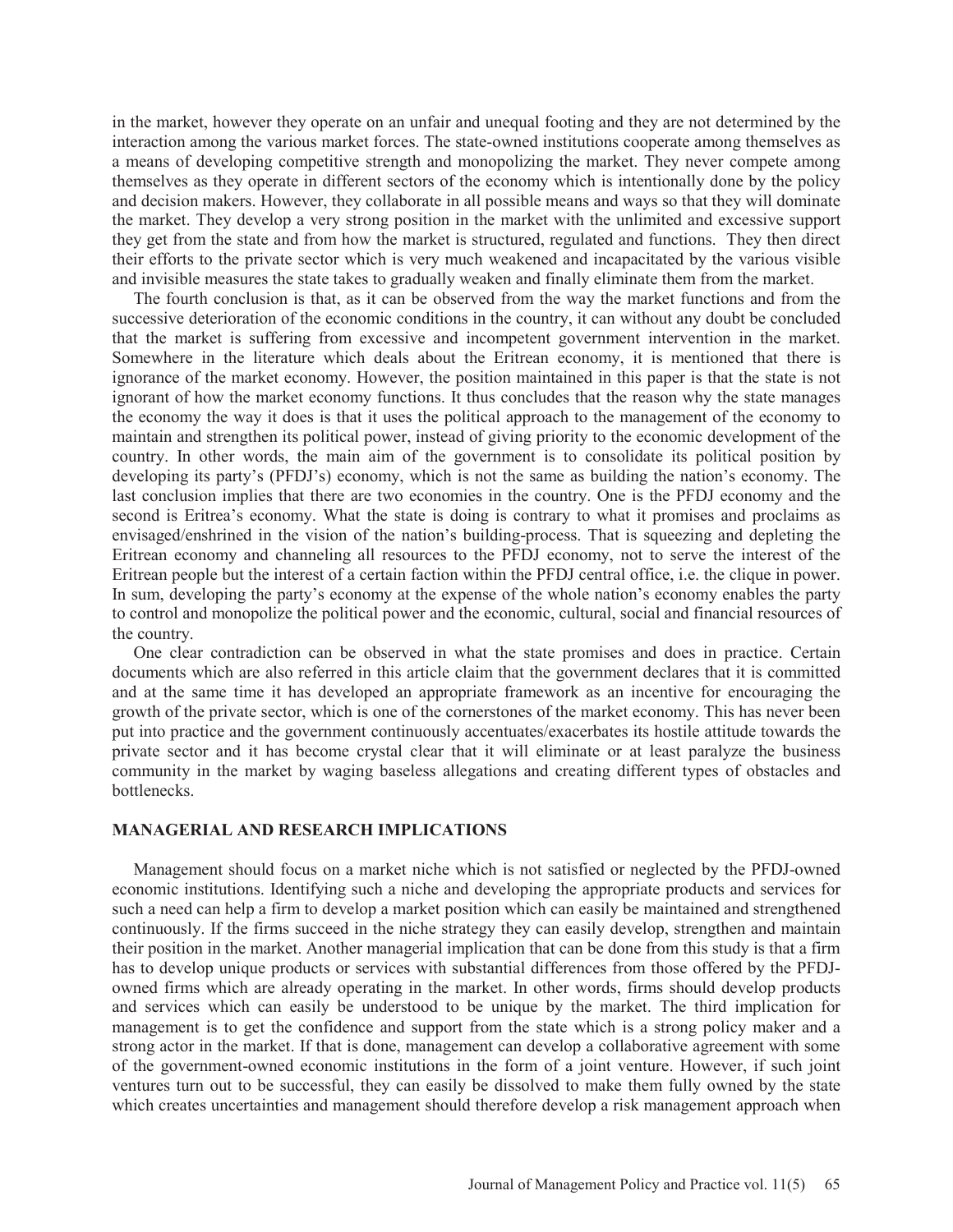in the market, however they operate on an unfair and unequal footing and they are not determined by the interaction among the various market forces. The state-owned institutions cooperate among themselves as a means of developing competitive strength and monopolizing the market. They never compete among themselves as they operate in different sectors of the economy which is intentionally done by the policy and decision makers. However, they collaborate in all possible means and ways so that they will dominate the market. They develop a very strong position in the market with the unlimited and excessive support they get from the state and from how the market is structured, regulated and functions. They then direct their efforts to the private sector which is very much weakened and incapacitated by the various visible and invisible measures the state takes to gradually weaken and finally eliminate them from the market.

The fourth conclusion is that, as it can be observed from the way the market functions and from the successive deterioration of the economic conditions in the country, it can without any doubt be concluded that the market is suffering from excessive and incompetent government intervention in the market. Somewhere in the literature which deals about the Eritrean economy, it is mentioned that there is ignorance of the market economy. However, the position maintained in this paper is that the state is not ignorant of how the market economy functions. It thus concludes that the reason why the state manages the economy the way it does is that it uses the political approach to the management of the economy to maintain and strengthen its political power, instead of giving priority to the economic development of the country. In other words, the main aim of the government is to consolidate its political position by developing its party's (PFDJ's) economy, which is not the same as building the nation's economy. The last conclusion implies that there are two economies in the country. One is the PFDJ economy and the second is Eritrea's economy. What the state is doing is contrary to what it promises and proclaims as envisaged/enshrined in the vision of the nation's building-process. That is squeezing and depleting the Eritrean economy and channeling all resources to the PFDJ economy, not to serve the interest of the Eritrean people but the interest of a certain faction within the PFDJ central office, i.e. the clique in power. In sum, developing the party's economy at the expense of the whole nation's economy enables the party to control and monopolize the political power and the economic, cultural, social and financial resources of the country.

One clear contradiction can be observed in what the state promises and does in practice. Certain documents which are also referred in this article claim that the government declares that it is committed and at the same time it has developed an appropriate framework as an incentive for encouraging the growth of the private sector, which is one of the cornerstones of the market economy. This has never been put into practice and the government continuously accentuates/exacerbates its hostile attitude towards the private sector and it has become crystal clear that it will eliminate or at least paralyze the business community in the market by waging baseless allegations and creating different types of obstacles and bottlenecks.

## MANAGERIAL AND RESEARCH IMPLICATIONS

Management should focus on a market niche which is not satisfied or neglected by the PFDJ-owned economic institutions. Identifying such a niche and developing the appropriate products and services for such a need can help a firm to develop a market position which can easily be maintained and strengthened continuously. If the firms succeed in the niche strategy they can easily develop, strengthen and maintain their position in the market. Another managerial implication that can be done from this study is that a firm has to develop unique products or services with substantial differences from those offered by the PFDJ-owned firms which are already operating in the market. In other words, firms should develop products and services which can easily be understood to be unique by the market. The third implication for management is to get the confidence and support from the state which is a strong policy maker and a strong actor in the market. If that is done, management can develop a collaborative agreement with some of the government-owned economic institutions in the form of a joint venture. However, if such joint ventures turn out to be successful, they can easily be dissolved to make them fully owned by the state which creates uncertainties and management should therefore develop a risk management approach when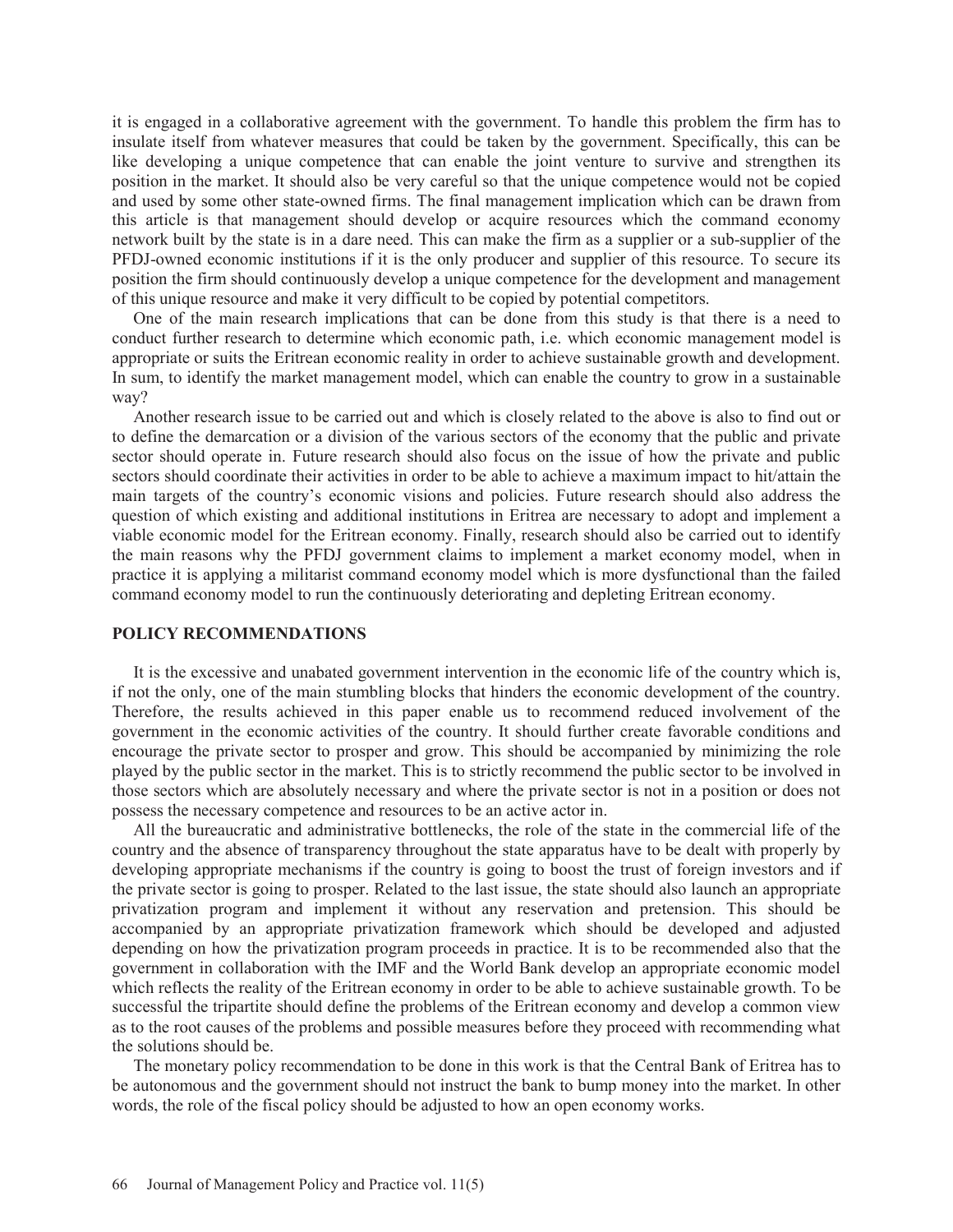it is engaged in a collaborative agreement with the government. To handle this problem the firm has to insulate itself from whatever measures that could be taken by the government. Specifically, this can be like developing a unique competence that can enable the joint venture to survive and strengthen its position in the market. It should also be very careful so that the unique competence would not be copied and used by some other state-owned firms. The final management implication which can be drawn from this article is that management should develop or acquire resources which the command economy network built by the state is in a dare need. This can make the firm as a supplier or a sub-supplier of the PFDJ-owned economic institutions if it is the only producer and supplier of this resource. To secure its position the firm should continuously develop a unique competence for the development and management of this unique resource and make it very difficult to be copied by potential competitors.

One of the main research implications that can be done from this study is that there is a need to conduct further research to determine which economic path, i.e. which economic management model is appropriate or suits the Eritrean economic reality in order to achieve sustainable growth and development. In sum, to identify the market management model, which can enable the country to grow in a sustainable way?

Another research issue to be carried out and which is closely related to the above is also to find out or to define the demarcation or a division of the various sectors of the economy that the public and private sector should operate in. Future research should also focus on the issue of how the private and public sectors should coordinate their activities in order to be able to achieve a maximum impact to hit/attain the main targets of the country's economic visions and policies. Future research should also address the question of which existing and additional institutions in Eritrea are necessary to adopt and implement a viable economic model for the Eritrean economy. Finally, research should also be carried out to identify the main reasons why the PFDJ government claims to implement a market economy model, when in practice it is applying a militarist command economy model which is more dysfunctional than the failed command economy model to run the continuously deteriorating and depleting Eritrean economy.

## POLICY RECOMMENDATIONS

It is the excessive and unabated government intervention in the economic life of the country which is, if not the only, one of the main stumbling blocks that hinders the economic development of the country. Therefore, the results achieved in this paper enable us to recommend reduced involvement of the government in the economic activities of the country. It should further create favorable conditions and encourage the private sector to prosper and grow. This should be accompanied by minimizing the role played by the public sector in the market. This is to strictly recommend the public sector to be involved in those sectors which are absolutely necessary and where the private sector is not in a position or does not possess the necessary competence and resources to be an active actor in.

All the bureaucratic and administrative bottlenecks, the role of the state in the commercial life of the country and the absence of transparency throughout the state apparatus have to be dealt with properly by developing appropriate mechanisms if the country is going to boost the trust of foreign investors and if the private sector is going to prosper. Related to the last issue, the state should also launch an appropriate privatization program and implement it without any reservation and pretension. This should be accompanied by an appropriate privatization framework which should be developed and adjusted depending on how the privatization program proceeds in practice. It is to be recommended also that the government in collaboration with the IMF and the World Bank develop an appropriate economic model which reflects the reality of the Eritrean economy in order to be able to achieve sustainable growth. To be successful the tripartite should define the problems of the Eritrean economy and develop a common view as to the root causes of the problems and possible measures before they proceed with recommending what the solutions should be.

The monetary policy recommendation to be done in this work is that the Central Bank of Eritrea has to be autonomous and the government should not instruct the bank to bump money into the market. In other words, the role of the fiscal policy should be adjusted to how an open economy works.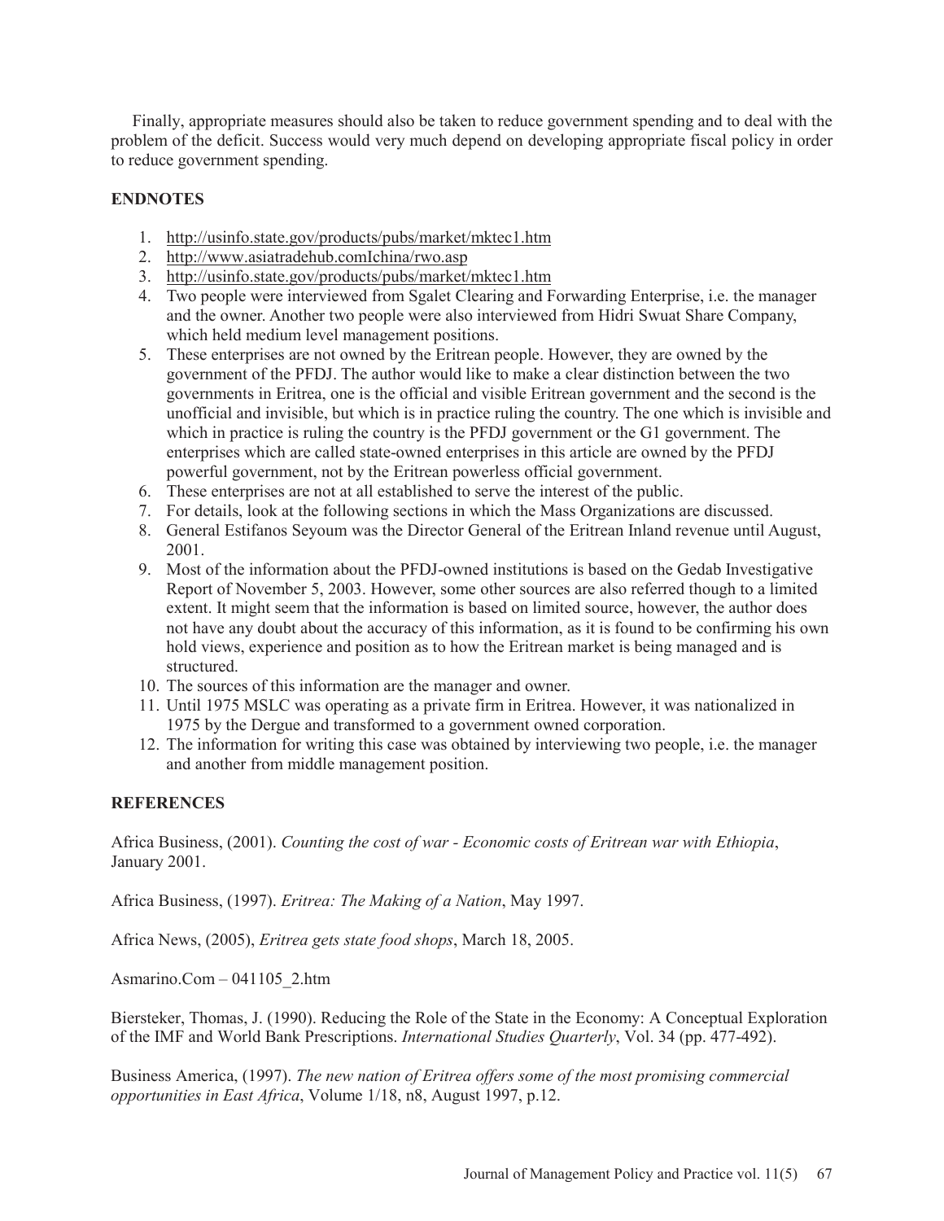Finally, appropriate measures should also be taken to reduce government spending and to deal with the problem of the deficit. Success would very much depend on developing appropriate fiscal policy in order to reduce government spending.

## ENDNOTES

1. http://usinfo.state.gov/products/pubs/market/mktec1.htm
2. http://www.asiatradehub.comIchina/rwo.asp
3. http://usinfo.state.gov/products/pubs/market/mktec1.htm
4. Two people were interviewed from Sgalet Clearing and Forwarding Enterprise, i.e. the manager and the owner. Another two people were also interviewed from Hidri Swuat Share Company, which held medium level management positions.
5. These enterprises are not owned by the Eritrean people. However, they are owned by the government of the PFDJ. The author would like to make a clear distinction between the two governments in Eritrea, one is the official and visible Eritrean government and the second is the unofficial and invisible, but which is in practice ruling the country. The one which is invisible and which in practice is ruling the country is the PFDJ government or the G1 government. The enterprises which are called state-owned enterprises in this article are owned by the PFDJ powerful government, not by the Eritrean powerless official government.
6. These enterprises are not at all established to serve the interest of the public.
7. For details, look at the following sections in which the Mass Organizations are discussed.
8. General Estifanos Seyoum was the Director General of the Eritrean Inland revenue until August, 2001.
9. Most of the information about the PFDJ-owned institutions is based on the Gedab Investigative Report of November 5, 2003. However, some other sources are also referred though to a limited extent. It might seem that the information is based on limited source, however, the author does not have any doubt about the accuracy of this information, as it is found to be confirming his own hold views, experience and position as to how the Eritrean market is being managed and is structured.
10. The sources of this information are the manager and owner.
11. Until 1975 MSLC was operating as a private firm in Eritrea. However, it was nationalized in 1975 by the Dergue and transformed to a government owned corporation.
12. The information for writing this case was obtained by interviewing two people, i.e. the manager and another from middle management position.

## REFERENCES

Africa Business, (2001). *Counting the cost of war - Economic costs of Eritrean war with Ethiopia*, January 2001.

Africa Business, (1997). *Eritrea: The Making of a Nation*, May 1997.

Africa News, (2005), *Eritrea gets state food shops*, March 18, 2005.

Asmarino.Com – 041105_2.htm

Biersteker, Thomas, J. (1990). Reducing the Role of the State in the Economy: A Conceptual Exploration of the IMF and World Bank Prescriptions. *International Studies Quarterly*, Vol. 34 (pp. 477-492).

Business America, (1997). *The new nation of Eritrea offers some of the most promising commercial opportunities in East Africa*, Volume 1/18, n8, August 1997, p.12.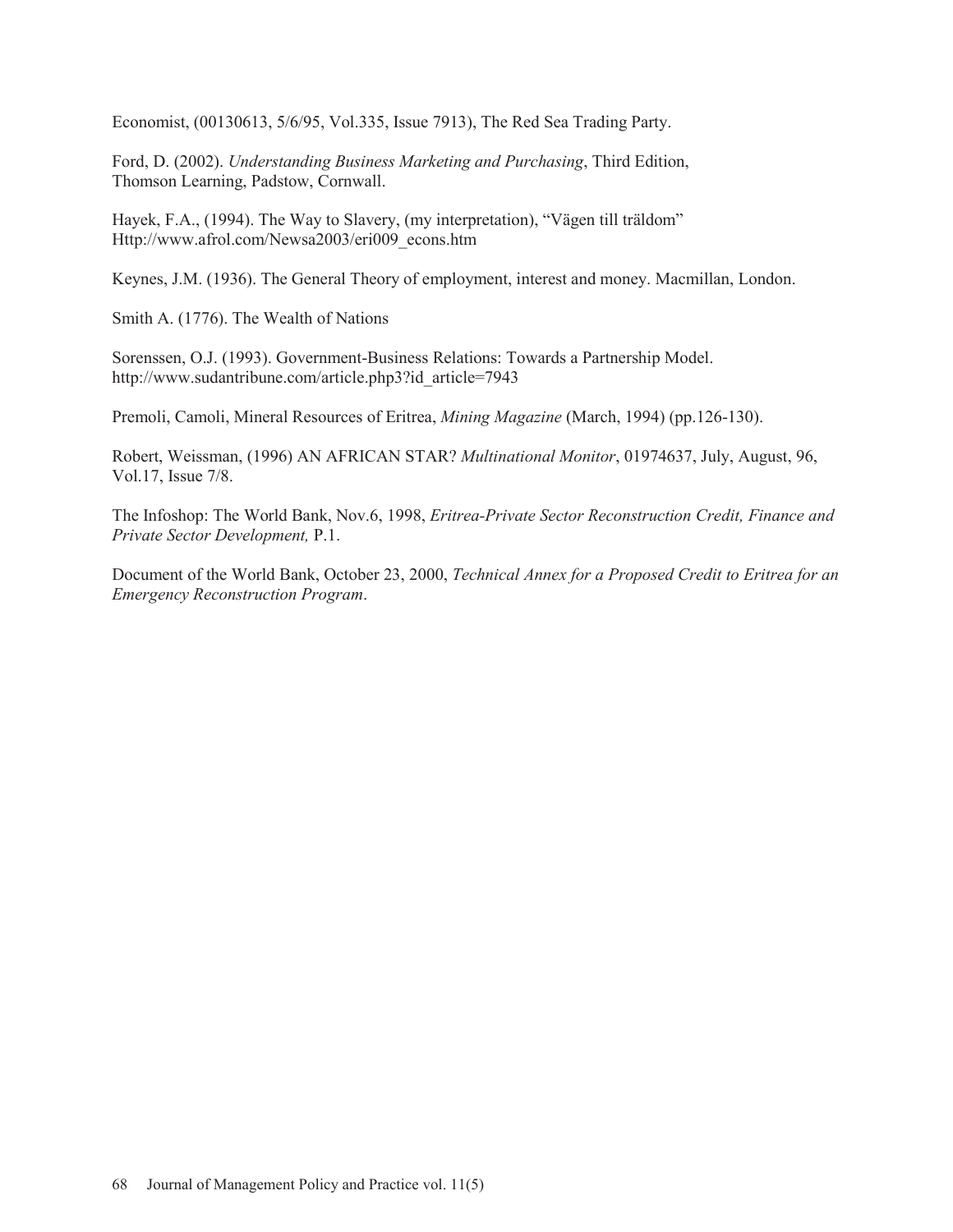Economist, (00130613, 5/6/95, Vol.335, Issue 7913), The Red Sea Trading Party.

Ford, D. (2002). *Understanding Business Marketing and Purchasing*, Third Edition, Thomson Learning, Padstow, Cornwall.

Hayek, F.A., (1994). The Way to Slavery, (my interpretation), "Vägen till träldom" Http://www.afrol.com/Newsa2003/eri009_econs.htm

Keynes, J.M. (1936). The General Theory of employment, interest and money. Macmillan, London.

Smith A. (1776). The Wealth of Nations

Sorenssen, O.J. (1993). Government-Business Relations: Towards a Partnership Model. http://www.sudantribune.com/article.php3?id_article=7943

Premoli, Camoli, Mineral Resources of Eritrea, *Mining Magazine* (March, 1994) (pp.126-130).

Robert, Weissman, (1996) AN AFRICAN STAR? *Multinational Monitor*, 01974637, July, August, 96, Vol.17, Issue 7/8.

The Infoshop: The World Bank, Nov.6, 1998, *Eritrea-Private Sector Reconstruction Credit, Finance and Private Sector Development,* P.1.

Document of the World Bank, October 23, 2000, *Technical Annex for a Proposed Credit to Eritrea for an Emergency Reconstruction Program*.